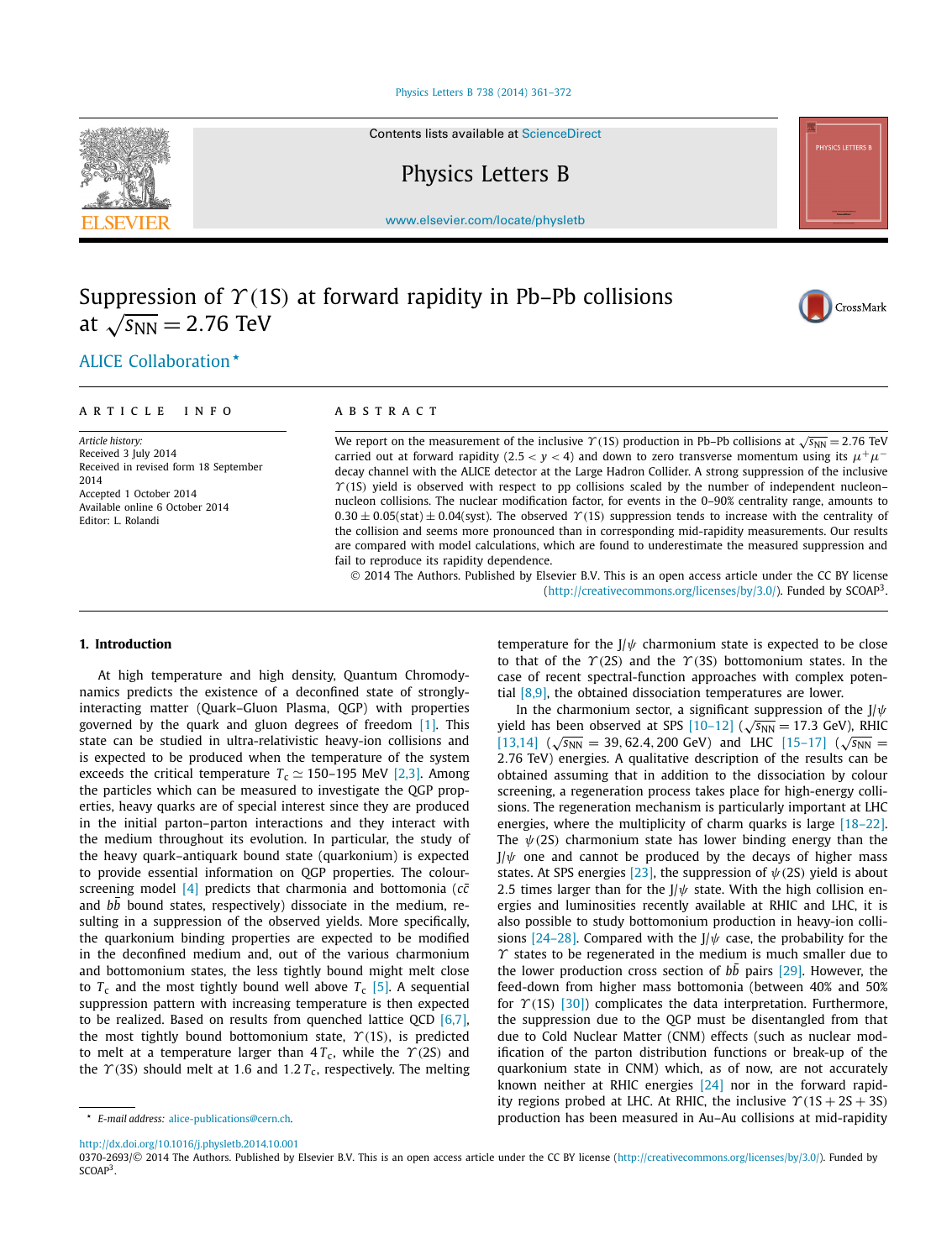# Suppression of $\Upsilon(1S)$ at forward rapidity in Pb–Pb collisions at $\sqrt{s_{NN}} = 2.76$ TeV

ALICE Collaboration *

## ARTICLE INFO

*Article history:*
Received 3 July 2014
Received in revised form 18 September 2014
Accepted 1 October 2014
Available online 6 October 2014
Editor: L. Rolandi

## ABSTRACT

We report on the measurement of the inclusive $\Upsilon(1S)$ production in Pb–Pb collisions at $\sqrt{s_{NN}} = 2.76$ TeV carried out at forward rapidity ($2.5 < y < 4$) and down to zero transverse momentum using its $\mu^+\mu^-$ decay channel with the ALICE detector at the Large Hadron Collider. A strong suppression of the inclusive $\Upsilon(1S)$ yield is observed with respect to pp collisions scaled by the number of independent nucleon–nucleon collisions. The nuclear modification factor, for events in the 0–90% centrality range, amounts to $0.30 \pm 0.05(\text{stat}) \pm 0.04(\text{syst})$. The observed $\Upsilon(1S)$ suppression tends to increase with the centrality of the collision and seems more pronounced than in corresponding mid-rapidity measurements. Our results are compared with model calculations, which are found to underestimate the measured suppression and fail to reproduce its rapidity dependence.

© 2014 The Authors. Published by Elsevier B.V. This is an open access article under the CC BY license (http://creativecommons.org/licenses/by/3.0/). Funded by SCOAP[3].

## 1. Introduction

At high temperature and high density, Quantum Chromodynamics predicts the existence of a deconfined state of strongly-interacting matter (Quark–Gluon Plasma, QGP) with properties governed by the quark and gluon degrees of freedom [1]. This state can be studied in ultra-relativistic heavy-ion collisions and is expected to be produced when the temperature of the system exceeds the critical temperature $T_c \simeq 150$–$195$ MeV [2,3]. Among the particles which can be measured to investigate the QGP properties, heavy quarks are of special interest since they are produced in the initial parton–parton interactions and they interact with the medium throughout its evolution. In particular, the study of the heavy quark–antiquark bound state (quarkonium) is expected to provide essential information on QGP properties. The colour-screening model [4] predicts that charmonia and bottomonia ($c\bar{c}$ and $b\bar{b}$ bound states, respectively) dissociate in the medium, resulting in a suppression of the observed yields. More specifically, the quarkonium binding properties are expected to be modified in the deconfined medium and, out of the various charmonium and bottomonium states, the less tightly bound might melt close to $T_c$ and the most tightly bound well above $T_c$ [5]. A sequential suppression pattern with increasing temperature is then expected to be realized. Based on results from quenched lattice QCD [6,7], the most tightly bound bottomonium state, $\Upsilon(1S)$, is predicted to melt at a temperature larger than $4\,T_c$, while the $\Upsilon(2S)$ and the $\Upsilon(3S)$ should melt at 1.6 and $1.2\,T_c$, respectively. The melting temperature for the J/$\psi$ charmonium state is expected to be close to that of the $\Upsilon(2S)$ and the $\Upsilon(3S)$ bottomonium states. In the case of recent spectral-function approaches with complex potential [8,9], the obtained dissociation temperatures are lower.

In the charmonium sector, a significant suppression of the J/$\psi$ yield has been observed at SPS [10–12] ($\sqrt{s_{NN}} = 17.3$ GeV), RHIC [13,14] ($\sqrt{s_{NN}} = 39, 62.4, 200$ GeV) and LHC [15–17] ($\sqrt{s_{NN}} = 2.76$ TeV) energies. A qualitative description of the results can be obtained assuming that in addition to the dissociation by colour screening, a regeneration process takes place for high-energy collisions. The regeneration mechanism is particularly important at LHC energies, where the multiplicity of charm quarks is large [18–22]. The $\psi(2S)$ charmonium state has lower binding energy than the J/$\psi$ one and cannot be produced by the decays of higher mass states. At SPS energies [23], the suppression of $\psi(2S)$ yield is about 2.5 times larger than for the J/$\psi$ state. With the high collision energies and luminosities recently available at RHIC and LHC, it is also possible to study bottomonium production in heavy-ion collisions [24–28]. Compared with the J/$\psi$ case, the probability for the $\Upsilon$ states to be regenerated in the medium is much smaller due to the lower production cross section of $b\bar{b}$ pairs [29]. However, the feed-down from higher mass bottomonia (between 40% and 50% for $\Upsilon(1S)$ [30]) complicates the data interpretation. Furthermore, the suppression due to the QGP must be disentangled from that due to Cold Nuclear Matter (CNM) effects (such as nuclear modification of the parton distribution functions or break-up of the quarkonium state in CNM) which, as of now, are not accurately known neither at RHIC energies [24] nor in the forward rapidity regions probed at LHC. At RHIC, the inclusive $\Upsilon(1S + 2S + 3S)$ production has been measured in Au–Au collisions at mid-rapidity

* E-mail address: alice-publications@cern.ch.

http://dx.doi.org/10.1016/j.physletb.2014.10.001
0370-2693/© 2014 The Authors. Published by Elsevier B.V. This is an open access article under the CC BY license (http://creativecommons.org/licenses/by/3.0/). Funded by SCOAP[3].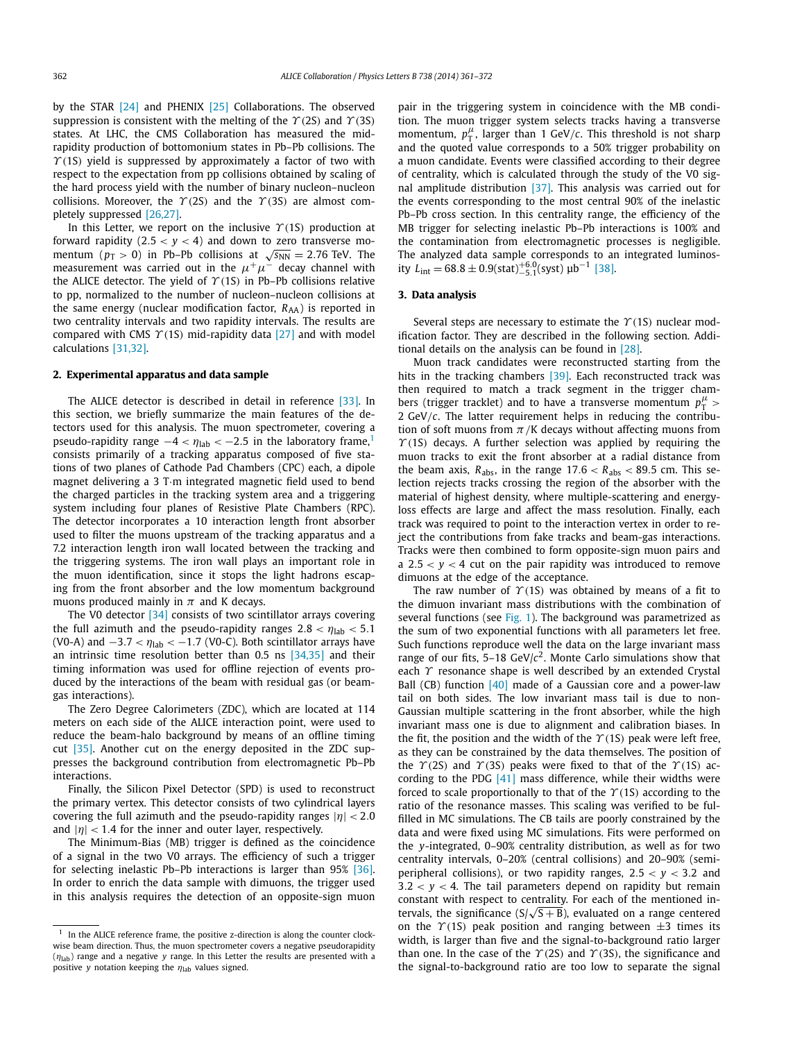by the STAR [24] and PHENIX [25] Collaborations. The observed suppression is consistent with the melting of the $\Upsilon(2S)$ and $\Upsilon(3S)$ states. At LHC, the CMS Collaboration has measured the mid-rapidity production of bottomonium states in Pb–Pb collisions. The $\Upsilon(1S)$ yield is suppressed by approximately a factor of two with respect to the expectation from pp collisions obtained by scaling of the hard process yield with the number of binary nucleon–nucleon collisions. Moreover, the $\Upsilon(2S)$ and the $\Upsilon(3S)$ are almost completely suppressed [26,27].

In this Letter, we report on the inclusive $\Upsilon(1S)$ production at forward rapidity ($2.5 < y < 4$) and down to zero transverse momentum ($p_T > 0$) in Pb–Pb collisions at $\sqrt{s_{NN}} = 2.76$ TeV. The measurement was carried out in the $\mu^+\mu^-$ decay channel with the ALICE detector. The yield of $\Upsilon(1S)$ in Pb–Pb collisions relative to pp, normalized to the number of nucleon–nucleon collisions at the same energy (nuclear modification factor, $R_{AA}$) is reported in two centrality intervals and two rapidity intervals. The results are compared with CMS $\Upsilon(1S)$ mid-rapidity data [27] and with model calculations [31,32].

## 2. Experimental apparatus and data sample

The ALICE detector is described in detail in reference [33]. In this section, we briefly summarize the main features of the detectors used for this analysis. The muon spectrometer, covering a pseudo-rapidity range $-4 < \eta_{lab} < -2.5$ in the laboratory frame,[1] consists primarily of a tracking apparatus composed of five stations of two planes of Cathode Pad Chambers (CPC) each, a dipole magnet delivering a 3 T·m integrated magnetic field used to bend the charged particles in the tracking system area and a triggering system including four planes of Resistive Plate Chambers (RPC). The detector incorporates a 10 interaction length front absorber used to filter the muons upstream of the tracking apparatus and a 7.2 interaction length iron wall located between the tracking and the triggering systems. The iron wall plays an important role in the muon identification, since it stops the light hadrons escaping from the front absorber and the low momentum background muons produced mainly in $\pi$ and K decays.

The V0 detector [34] consists of two scintillator arrays covering the full azimuth and the pseudo-rapidity ranges $2.8 < \eta_{lab} < 5.1$ (V0-A) and $-3.7 < \eta_{lab} < -1.7$ (V0-C). Both scintillator arrays have an intrinsic time resolution better than 0.5 ns [34,35] and their timing information was used for offline rejection of events produced by the interactions of the beam with residual gas (or beam-gas interactions).

The Zero Degree Calorimeters (ZDC), which are located at 114 meters on each side of the ALICE interaction point, were used to reduce the beam-halo background by means of an offline timing cut [35]. Another cut on the energy deposited in the ZDC suppresses the background contribution from electromagnetic Pb–Pb interactions.

Finally, the Silicon Pixel Detector (SPD) is used to reconstruct the primary vertex. This detector consists of two cylindrical layers covering the full azimuth and the pseudo-rapidity ranges $|\eta| < 2.0$ and $|\eta| < 1.4$ for the inner and outer layer, respectively.

The Minimum-Bias (MB) trigger is defined as the coincidence of a signal in the two V0 arrays. The efficiency of such a trigger for selecting inelastic Pb–Pb interactions is larger than 95% [36]. In order to enrich the data sample with dimuons, the trigger used in this analysis requires the detection of an opposite-sign muon pair in the triggering system in coincidence with the MB condition. The muon trigger system selects tracks having a transverse momentum, $p_T^{\mu}$, larger than 1 GeV/$c$. This threshold is not sharp and the quoted value corresponds to a 50% trigger probability on a muon candidate. Events were classified according to their degree of centrality, which is calculated through the study of the V0 signal amplitude distribution [37]. This analysis was carried out for the events corresponding to the most central 90% of the inelastic Pb–Pb cross section. In this centrality range, the efficiency of the MB trigger for selecting inelastic Pb–Pb interactions is 100% and the contamination from electromagnetic processes is negligible. The analyzed data sample corresponds to an integrated luminosity $L_{int} = 68.8 \pm 0.9(\text{stat})^{+6.0}_{-5.1}(\text{syst})\ \mu b^{-1}$ [38].

## 3. Data analysis

Several steps are necessary to estimate the $\Upsilon(1S)$ nuclear modification factor. They are described in the following section. Additional details on the analysis can be found in [28].

Muon track candidates were reconstructed starting from the hits in the tracking chambers [39]. Each reconstructed track was then required to match a track segment in the trigger chambers (trigger tracklet) and to have a transverse momentum $p_T^{\mu} > 2$ GeV/$c$. The latter requirement helps in reducing the contribution of soft muons from $\pi$/K decays without affecting muons from $\Upsilon(1S)$ decays. A further selection was applied by requiring the muon tracks to exit the front absorber at a radial distance from the beam axis, $R_{abs}$, in the range $17.6 < R_{abs} < 89.5$ cm. This selection rejects tracks crossing the region of the absorber with the material of highest density, where multiple-scattering and energy-loss effects are large and affect the mass resolution. Finally, each track was required to point to the interaction vertex in order to reject the contributions from fake tracks and beam-gas interactions. Tracks were then combined to form opposite-sign muon pairs and a $2.5 < y < 4$ cut on the pair rapidity was introduced to remove dimuons at the edge of the acceptance.

The raw number of $\Upsilon(1S)$ was obtained by means of a fit to the dimuon invariant mass distributions with the combination of several functions (see Fig. 1). The background was parametrized as the sum of two exponential functions with all parameters let free. Such functions reproduce well the data on the large invariant mass range of our fits, 5–18 GeV/$c^2$. Monte Carlo simulations show that each $\Upsilon$ resonance shape is well described by an extended Crystal Ball (CB) function [40] made of a Gaussian core and a power-law tail on both sides. The low invariant mass tail is due to non-Gaussian multiple scattering in the front absorber, while the high invariant mass one is due to alignment and calibration biases. In the fit, the position and the width of the $\Upsilon(1S)$ peak were left free, as they can be constrained by the data themselves. The position of the $\Upsilon(2S)$ and $\Upsilon(3S)$ peaks were fixed to that of the $\Upsilon(1S)$ according to the PDG [41] mass difference, while their widths were forced to scale proportionally to that of the $\Upsilon(1S)$ according to the ratio of the resonance masses. This scaling was verified to be fulfilled in MC simulations. The CB tails are poorly constrained by the data and were fixed using MC simulations. Fits were performed on the $y$-integrated, 0–90% centrality distribution, as well as for two centrality intervals, 0–20% (central collisions) and 20–90% (semi-peripheral collisions), or two rapidity ranges, $2.5 < y < 3.2$ and $3.2 < y < 4$. The tail parameters depend on rapidity but remain constant with respect to centrality. For each of the mentioned intervals, the significance ($S/\sqrt{S+B}$), evaluated on a range centered on the $\Upsilon(1S)$ peak position and ranging between $\pm 3$ times its width, is larger than five and the signal-to-background ratio larger than one. In the case of the $\Upsilon(2S)$ and $\Upsilon(3S)$, the significance and the signal-to-background ratio are too low to separate the signal

[1] In the ALICE reference frame, the positive z-direction is along the counter clockwise beam direction. Thus, the muon spectrometer covers a negative pseudorapidity ($\eta_{lab}$) range and a negative $y$ range. In this Letter the results are presented with a positive $y$ notation keeping the $\eta_{lab}$ values signed.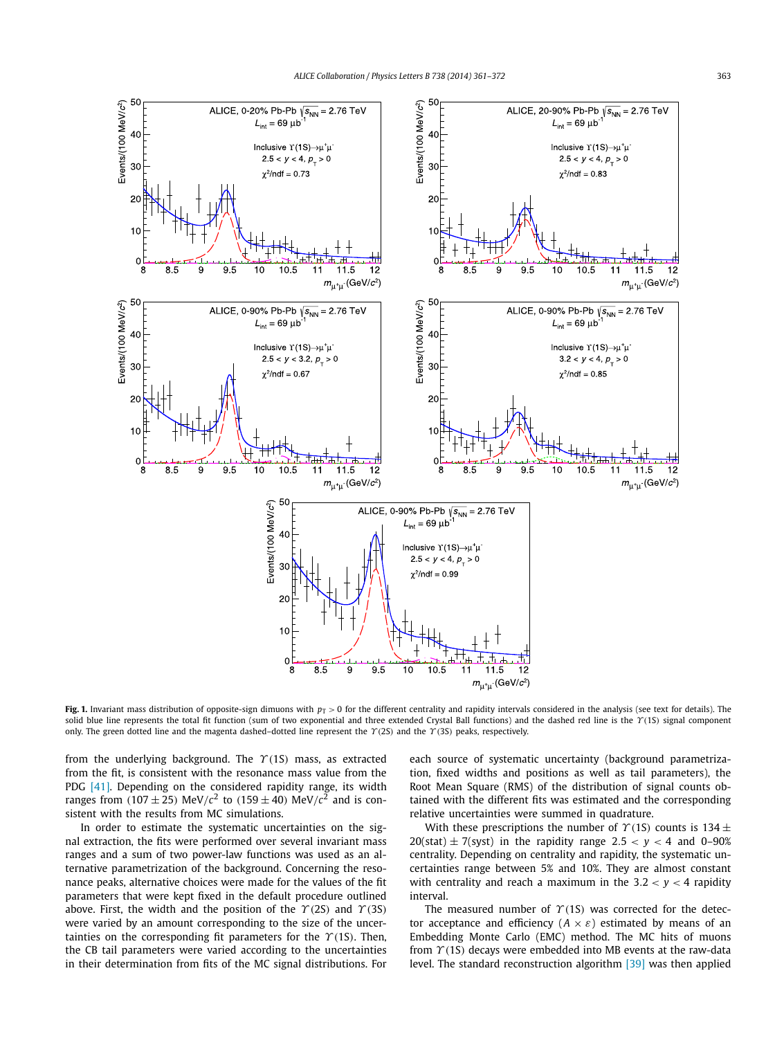**Fig. 1.** Invariant mass distribution of opposite-sign dimuons with $p_T > 0$ for the different centrality and rapidity intervals considered in the analysis (see text for details). The solid blue line represents the total fit function (sum of two exponential and three extended Crystal Ball functions) and the dashed red line is the $\Upsilon(1S)$ signal component only. The green dotted line and the magenta dashed–dotted line represent the $\Upsilon(2S)$ and the $\Upsilon(3S)$ peaks, respectively.

from the underlying background. The $\Upsilon(1S)$ mass, as extracted from the fit, is consistent with the resonance mass value from the PDG [41]. Depending on the considered rapidity range, its width ranges from $(107 \pm 25)$ MeV/$c^2$ to $(159 \pm 40)$ MeV/$c^2$ and is consistent with the results from MC simulations.

In order to estimate the systematic uncertainties on the signal extraction, the fits were performed over several invariant mass ranges and a sum of two power-law functions was used as an alternative parametrization of the background. Concerning the resonance peaks, alternative choices were made for the values of the fit parameters that were kept fixed in the default procedure outlined above. First, the width and the position of the $\Upsilon(2S)$ and $\Upsilon(3S)$ were varied by an amount corresponding to the size of the uncertainties on the corresponding fit parameters for the $\Upsilon(1S)$. Then, the CB tail parameters were varied according to the uncertainties in their determination from fits of the MC signal distributions. For each source of systematic uncertainty (background parametrization, fixed widths and positions as well as tail parameters), the Root Mean Square (RMS) of the distribution of signal counts obtained with the different fits was estimated and the corresponding relative uncertainties were summed in quadrature.

With these prescriptions the number of $\Upsilon(1S)$ counts is $134 \pm 20(\text{stat}) \pm 7(\text{syst})$ in the rapidity range $2.5 < y < 4$ and 0–90% centrality. Depending on centrality and rapidity, the systematic uncertainties range between 5% and 10%. They are almost constant with centrality and reach a maximum in the $3.2 < y < 4$ rapidity interval.

The measured number of $\Upsilon(1S)$ was corrected for the detector acceptance and efficiency ($A \times \varepsilon$) estimated by means of an Embedding Monte Carlo (EMC) method. The MC hits of muons from $\Upsilon(1S)$ decays were embedded into MB events at the raw-data level. The standard reconstruction algorithm [39] was then applied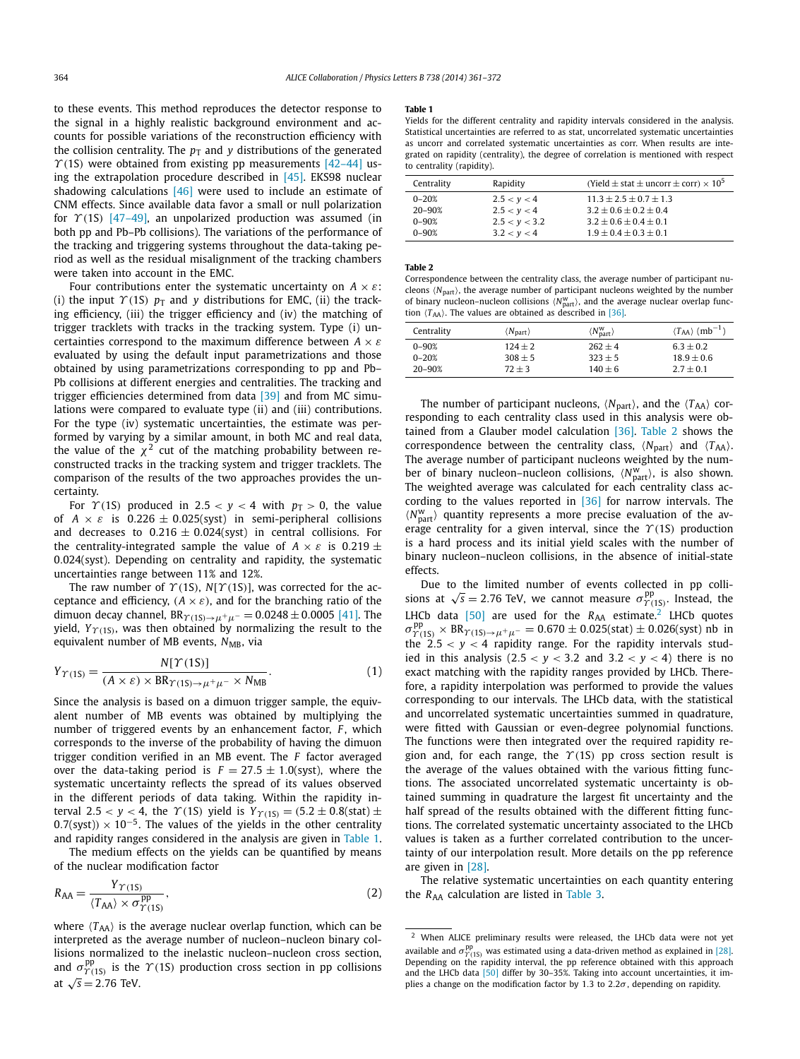to these events. This method reproduces the detector response to the signal in a highly realistic background environment and accounts for possible variations of the reconstruction efficiency with the collision centrality. The $p_T$ and $y$ distributions of the generated $\Upsilon(1S)$ were obtained from existing pp measurements [42–44] using the extrapolation procedure described in [45]. EKS98 nuclear shadowing calculations [46] were used to include an estimate of CNM effects. Since available data favor a small or null polarization for $\Upsilon(1S)$ [47–49], an unpolarized production was assumed (in both pp and Pb–Pb collisions). The variations of the performance of the tracking and triggering systems throughout the data-taking period as well as the residual misalignment of the tracking chambers were taken into account in the EMC.

Four contributions enter the systematic uncertainty on $A \times \varepsilon$: (i) the input $\Upsilon(1S)$ $p_T$ and $y$ distributions for EMC, (ii) the tracking efficiency, (iii) the trigger efficiency and (iv) the matching of trigger tracklets with tracks in the tracking system. Type (i) uncertainties correspond to the maximum difference between $A \times \varepsilon$ evaluated by using the default input parametrizations and those obtained by using parametrizations corresponding to pp and Pb–Pb collisions at different energies and centralities. The tracking and trigger efficiencies determined from data [39] and from MC simulations were compared to evaluate type (ii) and (iii) contributions. For the type (iv) systematic uncertainties, the estimate was performed by varying by a similar amount, in both MC and real data, the value of the $\chi^2$ cut of the matching probability between reconstructed tracks in the tracking system and trigger tracklets. The comparison of the results of the two approaches provides the uncertainty.

For $\Upsilon(1S)$ produced in $2.5 < y < 4$ with $p_T > 0$, the value of $A \times \varepsilon$ is $0.226 \pm 0.025$(syst) in semi-peripheral collisions and decreases to $0.216 \pm 0.024$(syst) in central collisions. For the centrality-integrated sample the value of $A \times \varepsilon$ is $0.219 \pm 0.024$(syst). Depending on centrality and rapidity, the systematic uncertainties range between 11% and 12%.

The raw number of $\Upsilon(1S)$, $N[\Upsilon(1S)]$, was corrected for the acceptance and efficiency, $(A \times \varepsilon)$, and for the branching ratio of the dimuon decay channel, $\mathrm{BR}_{\Upsilon(1S)\to\mu^+\mu^-} = 0.0248 \pm 0.0005$ [41]. The yield, $Y_{\Upsilon(1S)}$, was then obtained by normalizing the result to the equivalent number of MB events, $N_{\mathrm{MB}}$, via

$$Y_{\Upsilon(1S)} = \frac{N[\Upsilon(1S)]}{(A \times \varepsilon) \times \mathrm{BR}_{\Upsilon(1S)\to\mu^+\mu^-} \times N_{\mathrm{MB}}}. \tag{1}$$

Since the analysis is based on a dimuon trigger sample, the equivalent number of MB events was obtained by multiplying the number of triggered events by an enhancement factor, $F$, which corresponds to the inverse of the probability of having the dimuon trigger condition verified in an MB event. The $F$ factor averaged over the data-taking period is $F = 27.5 \pm 1.0$(syst), where the systematic uncertainty reflects the spread of its values observed in the different periods of data taking. Within the rapidity interval $2.5 < y < 4$, the $\Upsilon(1S)$ yield is $Y_{\Upsilon(1S)} = (5.2 \pm 0.8(\mathrm{stat}) \pm 0.7(\mathrm{syst})) \times 10^{-5}$. The values of the yields in the other centrality and rapidity ranges considered in the analysis are given in Table 1.

The medium effects on the yields can be quantified by means of the nuclear modification factor

$$R_{\mathrm{AA}} = \frac{Y_{\Upsilon(1S)}}{\langle T_{\mathrm{AA}}\rangle \times \sigma^{\mathrm{pp}}_{\Upsilon(1S)}}, \tag{2}$$

where $\langle T_{\mathrm{AA}}\rangle$ is the average nuclear overlap function, which can be interpreted as the average number of nucleon–nucleon binary collisions normalized to the inelastic nucleon–nucleon cross section, and $\sigma^{\mathrm{pp}}_{\Upsilon(1S)}$ is the $\Upsilon(1S)$ production cross section in pp collisions at $\sqrt{s} = 2.76$ TeV.

**Table 1**
Yields for the different centrality and rapidity intervals considered in the analysis. Statistical uncertainties are referred to as stat, uncorrelated systematic uncertainties as uncorr and correlated systematic uncertainties as corr. When results are integrated on rapidity (centrality), the degree of correlation is mentioned with respect to centrality (rapidity).

| Centrality | Rapidity | (Yield ± stat ± uncorr ± corr) × $10^5$ |
|---|---|---|
| 0–20% | $2.5 < y < 4$ | $11.3 \pm 2.5 \pm 0.7 \pm 1.3$ |
| 20–90% | $2.5 < y < 4$ | $3.2 \pm 0.6 \pm 0.2 \pm 0.4$ |
| 0–90% | $2.5 < y < 3.2$ | $3.2 \pm 0.6 \pm 0.4 \pm 0.1$ |
| 0–90% | $3.2 < y < 4$ | $1.9 \pm 0.4 \pm 0.3 \pm 0.1$ |

**Table 2**
Correspondence between the centrality class, the average number of participant nucleons $\langle N_{\mathrm{part}}\rangle$, the average number of participant nucleons weighted by the number of binary nucleon–nucleon collisions $\langle N^{\mathrm{w}}_{\mathrm{part}}\rangle$, and the average nuclear overlap function $\langle T_{\mathrm{AA}}\rangle$. The values are obtained as described in [36].

| Centrality | $\langle N_{\mathrm{part}}\rangle$ | $\langle N^{\mathrm{w}}_{\mathrm{part}}\rangle$ | $\langle T_{\mathrm{AA}}\rangle$ (mb$^{-1}$) |
|---|---|---|---|
| 0–90% | $124 \pm 2$ | $262 \pm 4$ | $6.3 \pm 0.2$ |
| 0–20% | $308 \pm 5$ | $323 \pm 5$ | $18.9 \pm 0.6$ |
| 20–90% | $72 \pm 3$ | $140 \pm 6$ | $2.7 \pm 0.1$ |

The number of participant nucleons, $\langle N_{\mathrm{part}}\rangle$, and the $\langle T_{\mathrm{AA}}\rangle$ corresponding to each centrality class used in this analysis were obtained from a Glauber model calculation [36]. Table 2 shows the correspondence between the centrality class, $\langle N_{\mathrm{part}}\rangle$ and $\langle T_{\mathrm{AA}}\rangle$. The average number of participant nucleons weighted by the number of binary nucleon–nucleon collisions, $\langle N^{\mathrm{w}}_{\mathrm{part}}\rangle$, is also shown. The weighted average was calculated for each centrality class according to the values reported in [36] for narrow intervals. The $\langle N^{\mathrm{w}}_{\mathrm{part}}\rangle$ quantity represents a more precise evaluation of the average centrality for a given interval, since the $\Upsilon(1S)$ production is a hard process and its initial yield scales with the number of binary nucleon–nucleon collisions, in the absence of initial-state effects.

Due to the limited number of events collected in pp collisions at $\sqrt{s} = 2.76$ TeV, we cannot measure $\sigma^{\mathrm{pp}}_{\Upsilon(1S)}$. Instead, the LHCb data [50] are used for the $R_{\mathrm{AA}}$ estimate.[2] LHCb quotes $\sigma^{\mathrm{pp}}_{\Upsilon(1S)} \times \mathrm{BR}_{\Upsilon(1S)\to\mu^+\mu^-} = 0.670 \pm 0.025(\mathrm{stat}) \pm 0.026(\mathrm{syst})$ nb in the $2.5 < y < 4$ rapidity range. For the rapidity intervals studied in this analysis ($2.5 < y < 3.2$ and $3.2 < y < 4$) there is no exact matching with the rapidity ranges provided by LHCb. Therefore, a rapidity interpolation was performed to provide the values corresponding to our intervals. The LHCb data, with the statistical and uncorrelated systematic uncertainties summed in quadrature, were fitted with Gaussian or even-degree polynomial functions. The functions were then integrated over the required rapidity region and, for each range, the $\Upsilon(1S)$ pp cross section result is the average of the values obtained with the various fitting functions. The associated uncorrelated systematic uncertainty is obtained summing in quadrature the largest fit uncertainty and the half spread of the results obtained with the different fitting functions. The correlated systematic uncertainty associated to the LHCb values is taken as a further correlated contribution to the uncertainty of our interpolation result. More details on the pp reference are given in [28].

The relative systematic uncertainties on each quantity entering the $R_{\mathrm{AA}}$ calculation are listed in Table 3.

[2] When ALICE preliminary results were released, the LHCb data were not yet available and $\sigma^{\mathrm{pp}}_{\Upsilon(1S)}$ was estimated using a data-driven method as explained in [28]. Depending on the rapidity interval, the pp reference obtained with this approach and the LHCb data [50] differ by 30–35%. Taking into account uncertainties, it implies a change on the modification factor by 1.3 to 2.2$\sigma$, depending on rapidity.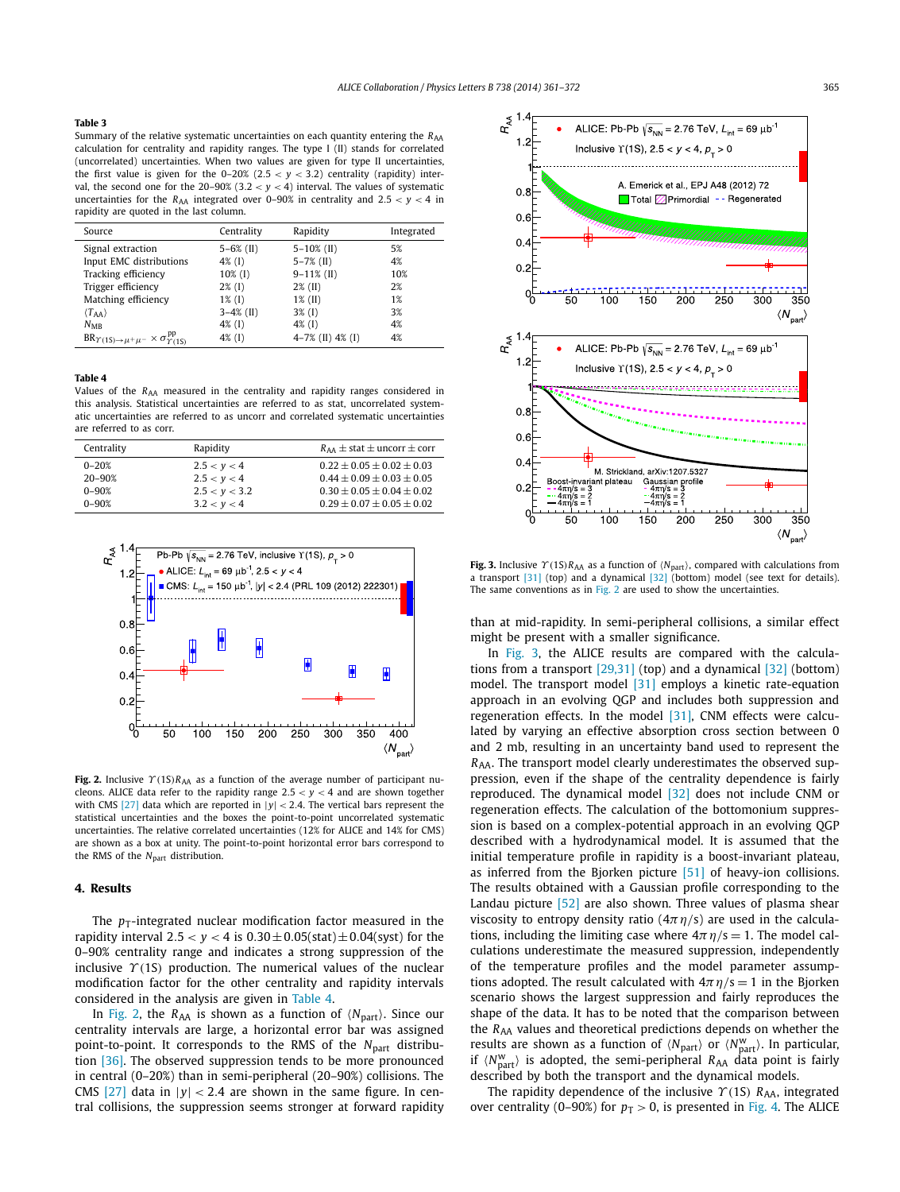**Table 3**
Summary of the relative systematic uncertainties on each quantity entering the $R_{AA}$ calculation for centrality and rapidity ranges. The type I (II) stands for correlated (uncorrelated) uncertainties. When two values are given for type II uncertainties, the first value is given for the 0–20% ($2.5 < y < 3.2$) centrality (rapidity) interval, the second one for the 20–90% ($3.2 < y < 4$) interval. The values of systematic uncertainties for the $R_{AA}$ integrated over 0–90% in centrality and $2.5 < y < 4$ in rapidity are quoted in the last column.

| Source | Centrality | Rapidity | Integrated |
|---|---|---|---|
| Signal extraction | 5–6% (II) | 5–10% (II) | 5% |
| Input EMC distributions | 4% (I) | 5–7% (II) | 4% |
| Tracking efficiency | 10% (I) | 9–11% (II) | 10% |
| Trigger efficiency | 2% (I) | 2% (II) | 2% |
| Matching efficiency | 1% (I) | 1% (II) | 1% |
| $\langle T_{AA} \rangle$ | 3–4% (II) | 3% (I) | 3% |
| $N_{MB}$ | 4% (I) | 4% (I) | 4% |
| $BR_{\Upsilon(1S)\to\mu^+\mu^-} \times \sigma^{pp}_{\Upsilon(1S)}$ | 4% (I) | 4–7% (II) 4% (I) | 4% |

**Table 4**
Values of the $R_{AA}$ measured in the centrality and rapidity ranges considered in this analysis. Statistical uncertainties are referred to as stat, uncorrelated systematic uncertainties are referred to as uncorr and correlated systematic uncertainties are referred to as corr.

| Centrality | Rapidity | $R_{AA} \pm$ stat $\pm$ uncorr $\pm$ corr |
|---|---|---|
| 0–20% | $2.5 < y < 4$ | $0.22 \pm 0.05 \pm 0.02 \pm 0.03$ |
| 20–90% | $2.5 < y < 4$ | $0.44 \pm 0.09 \pm 0.03 \pm 0.05$ |
| 0–90% | $2.5 < y < 3.2$ | $0.30 \pm 0.05 \pm 0.04 \pm 0.02$ |
| 0–90% | $3.2 < y < 4$ | $0.29 \pm 0.07 \pm 0.05 \pm 0.02$ |

**Fig. 2.** Inclusive $\Upsilon(1S)$ $R_{AA}$ as a function of the average number of participant nucleons. ALICE data refer to the rapidity range $2.5 < y < 4$ and are shown together with CMS [27] data which are reported in $|y| < 2.4$. The vertical bars represent the statistical uncertainties and the boxes the point-to-point uncorrelated systematic uncertainties. The relative correlated uncertainties (12% for ALICE and 14% for CMS) are shown as a box at unity. The point-to-point horizontal error bars correspond to the RMS of the $N_{part}$ distribution.

## 4. Results

The $p_T$-integrated nuclear modification factor measured in the rapidity interval $2.5 < y < 4$ is $0.30 \pm 0.05$(stat)$\pm 0.04$(syst) for the 0–90% centrality range and indicates a strong suppression of the inclusive $\Upsilon(1S)$ production. The numerical values of the nuclear modification factor for the other centrality and rapidity intervals considered in the analysis are given in Table 4.

In Fig. 2, the $R_{AA}$ is shown as a function of $\langle N_{part} \rangle$. Since our centrality intervals are large, a horizontal error bar was assigned point-to-point. It corresponds to the RMS of the $N_{part}$ distribution [36]. The observed suppression tends to be more pronounced in central (0–20%) than in semi-peripheral (20–90%) collisions. The CMS [27] data in $|y| < 2.4$ are shown in the same figure. In central collisions, the suppression seems stronger at forward rapidity than at mid-rapidity. In semi-peripheral collisions, a similar effect might be present with a smaller significance.

In Fig. 3, the ALICE results are compared with the calculations from a transport [29,31] (top) and a dynamical [32] (bottom) model. The transport model [31] employs a kinetic rate-equation approach in an evolving QGP and includes both suppression and regeneration effects. In the model [31], CNM effects were calculated by varying an effective absorption cross section between 0 and 2 mb, resulting in an uncertainty band used to represent the $R_{AA}$. The transport model clearly underestimates the observed suppression, even if the shape of the centrality dependence is fairly reproduced. The dynamical model [32] does not include CNM or regeneration effects. The calculation of the bottomonium suppression is based on a complex-potential approach in an evolving QGP described with a hydrodynamical model. It is assumed that the initial temperature profile in rapidity is a boost-invariant plateau, as inferred from the Bjorken picture [51] of heavy-ion collisions. The results obtained with a Gaussian profile corresponding to the Landau picture [52] are also shown. Three values of plasma shear viscosity to entropy density ratio ($4\pi\eta/s$) are used in the calculations, including the limiting case where $4\pi\eta/s = 1$. The model calculations underestimate the measured suppression, independently of the temperature profiles and the model parameter assumptions adopted. The result calculated with $4\pi\eta/s = 1$ in the Bjorken scenario shows the largest suppression and fairly reproduces the shape of the data. It has to be noted that the comparison between the $R_{AA}$ values and theoretical predictions depends on whether the results are shown as a function of $\langle N_{part} \rangle$ or $\langle N^{w}_{part} \rangle$. In particular, if $\langle N^{w}_{part} \rangle$ is adopted, the semi-peripheral $R_{AA}$ data point is fairly described by both the transport and the dynamical models.

**Fig. 3.** Inclusive $\Upsilon(1S)$ $R_{AA}$ as a function of $\langle N_{part} \rangle$, compared with calculations from a transport [31] (top) and a dynamical [32] (bottom) model (see text for details). The same conventions as in Fig. 2 are used to show the uncertainties.

The rapidity dependence of the inclusive $\Upsilon(1S)$ $R_{AA}$, integrated over centrality (0–90%) for $p_T > 0$, is presented in Fig. 4. The ALICE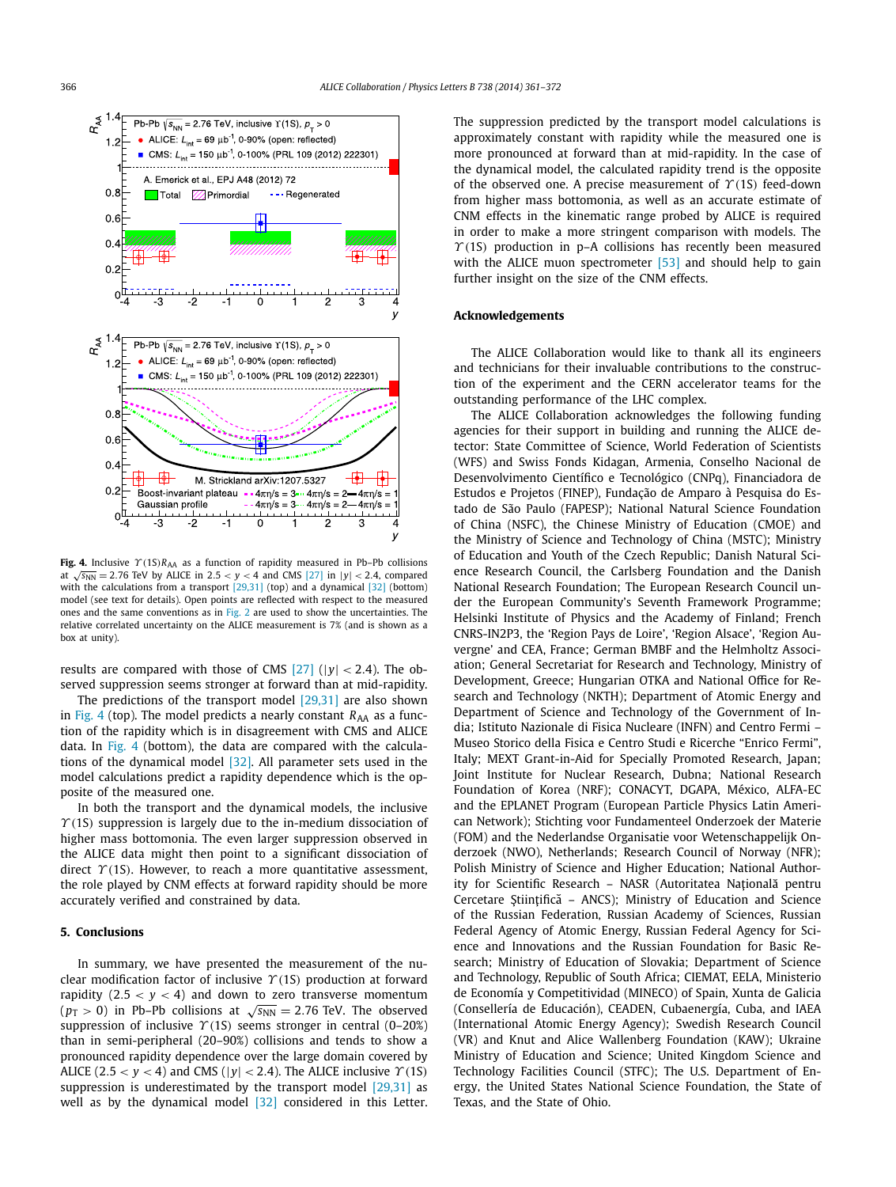Pb-Pb $\sqrt{s_{NN}}$ = 2.76 TeV, inclusive ϒ(1S), $p_T$ > 0

ALICE: $L_{int}$ = 69 μb$^{-1}$, 0-90% (open: reflected)

CMS: $L_{int}$ = 150 μb$^{-1}$, 0-100% (PRL 109 (2012) 222301)

A. Emerick et al., EPJ A48 (2012) 72

Total Primordial Regenerated

$R_{AA}$

$y$

Pb-Pb $\sqrt{s_{NN}}$ = 2.76 TeV, inclusive ϒ(1S), $p_T$ > 0

ALICE: $L_{int}$ = 69 μb$^{-1}$, 0-90% (open: reflected)

CMS: $L_{int}$ = 150 μb$^{-1}$, 0-100% (PRL 109 (2012) 222301)

M. Strickland arXiv:1207.5327

Boost-invariant plateau $4\pi\eta/s$ = 3 $4\pi\eta/s$ = 2 $4\pi\eta/s$ = 1

Gaussian profile $4\pi\eta/s$ = 3 $4\pi\eta/s$ = 2 $4\pi\eta/s$ = 1

$R_{AA}$

$y$

**Fig. 4.** Inclusive ϒ(1S)$R_{AA}$ as a function of rapidity measured in Pb–Pb collisions at $\sqrt{s_{NN}} = 2.76$ TeV by ALICE in $2.5 < y < 4$ and CMS [27] in $|y| < 2.4$, compared with the calculations from a transport [29,31] (top) and a dynamical [32] (bottom) model (see text for details). Open points are reflected with respect to the measured ones and the same conventions as in Fig. 2 are used to show the uncertainties. The relative correlated uncertainty on the ALICE measurement is 7% (and is shown as a box at unity).

results are compared with those of CMS [27] ($|y| < 2.4$). The observed suppression seems stronger at forward than at mid-rapidity.

The predictions of the transport model [29,31] are also shown in Fig. 4 (top). The model predicts a nearly constant $R_{AA}$ as a function of the rapidity which is in disagreement with CMS and ALICE data. In Fig. 4 (bottom), the data are compared with the calculations of the dynamical model [32]. All parameter sets used in the model calculations predict a rapidity dependence which is the opposite of the measured one.

In both the transport and the dynamical models, the inclusive ϒ(1S) suppression is largely due to the in-medium dissociation of higher mass bottomonia. The even larger suppression observed in the ALICE data might then point to a significant dissociation of direct ϒ(1S). However, to reach a more quantitative assessment, the role played by CNM effects at forward rapidity should be more accurately verified and constrained by data.

## 5. Conclusions

In summary, we have presented the measurement of the nuclear modification factor of inclusive ϒ(1S) production at forward rapidity ($2.5 < y < 4$) and down to zero transverse momentum ($p_T > 0$) in Pb–Pb collisions at $\sqrt{s_{NN}} = 2.76$ TeV. The observed suppression of inclusive ϒ(1S) seems stronger in central (0–20%) than in semi-peripheral (20–90%) collisions and tends to show a pronounced rapidity dependence over the large domain covered by ALICE ($2.5 < y < 4$) and CMS ($|y| < 2.4$). The ALICE inclusive ϒ(1S) suppression is underestimated by the transport model [29,31] as well as by the dynamical model [32] considered in this Letter. The suppression predicted by the transport model calculations is approximately constant with rapidity while the measured one is more pronounced at forward than at mid-rapidity. In the case of the dynamical model, the calculated rapidity trend is the opposite of the observed one. A precise measurement of ϒ(1S) feed-down from higher mass bottomonia, as well as an accurate estimate of CNM effects in the kinematic range probed by ALICE is required in order to make a more stringent comparison with models. The ϒ(1S) production in p–A collisions has recently been measured with the ALICE muon spectrometer [53] and should help to gain further insight on the size of the CNM effects.

## Acknowledgements

The ALICE Collaboration would like to thank all its engineers and technicians for their invaluable contributions to the construction of the experiment and the CERN accelerator teams for the outstanding performance of the LHC complex.

The ALICE Collaboration acknowledges the following funding agencies for their support in building and running the ALICE detector: State Committee of Science, World Federation of Scientists (WFS) and Swiss Fonds Kidagan, Armenia, Conselho Nacional de Desenvolvimento Científico e Tecnológico (CNPq), Financiadora de Estudos e Projetos (FINEP), Fundação de Amparo à Pesquisa do Estado de São Paulo (FAPESP); National Natural Science Foundation of China (NSFC), the Chinese Ministry of Education (CMOE) and the Ministry of Science and Technology of China (MSTC); Ministry of Education and Youth of the Czech Republic; Danish Natural Science Research Council, the Carlsberg Foundation and the Danish National Research Foundation; The European Research Council under the European Community's Seventh Framework Programme; Helsinki Institute of Physics and the Academy of Finland; French CNRS-IN2P3, the 'Region Pays de Loire', 'Region Alsace', 'Region Auvergne' and CEA, France; German BMBF and the Helmholtz Association; General Secretariat for Research and Technology, Ministry of Development, Greece; Hungarian OTKA and National Office for Research and Technology (NKTH); Department of Atomic Energy and Department of Science and Technology of the Government of India; Istituto Nazionale di Fisica Nucleare (INFN) and Centro Fermi – Museo Storico della Fisica e Centro Studi e Ricerche "Enrico Fermi", Italy; MEXT Grant-in-Aid for Specially Promoted Research, Japan; Joint Institute for Nuclear Research, Dubna; National Research Foundation of Korea (NRF); CONACYT, DGAPA, México, ALFA-EC and the EPLANET Program (European Particle Physics Latin American Network); Stichting voor Fundamenteel Onderzoek der Materie (FOM) and the Nederlandse Organisatie voor Wetenschappelijk Onderzoek (NWO), Netherlands; Research Council of Norway (NFR); Polish Ministry of Science and Higher Education; National Authority for Scientific Research – NASR (Autoritatea Națională pentru Cercetare Științifică – ANCS); Ministry of Education and Science of the Russian Federation, Russian Academy of Sciences, Russian Federal Agency of Atomic Energy, Russian Federal Agency for Science and Innovations and the Russian Foundation for Basic Research; Ministry of Education of Slovakia; Department of Science and Technology, Republic of South Africa; CIEMAT, EELA, Ministerio de Economía y Competitividad (MINECO) of Spain, Xunta de Galicia (Consellería de Educación), CEADEN, Cubaenergía, Cuba, and IAEA (International Atomic Energy Agency); Swedish Research Council (VR) and Knut and Alice Wallenberg Foundation (KAW); Ukraine Ministry of Education and Science; United Kingdom Science and Technology Facilities Council (STFC); The U.S. Department of Energy, the United States National Science Foundation, the State of Texas, and the State of Ohio.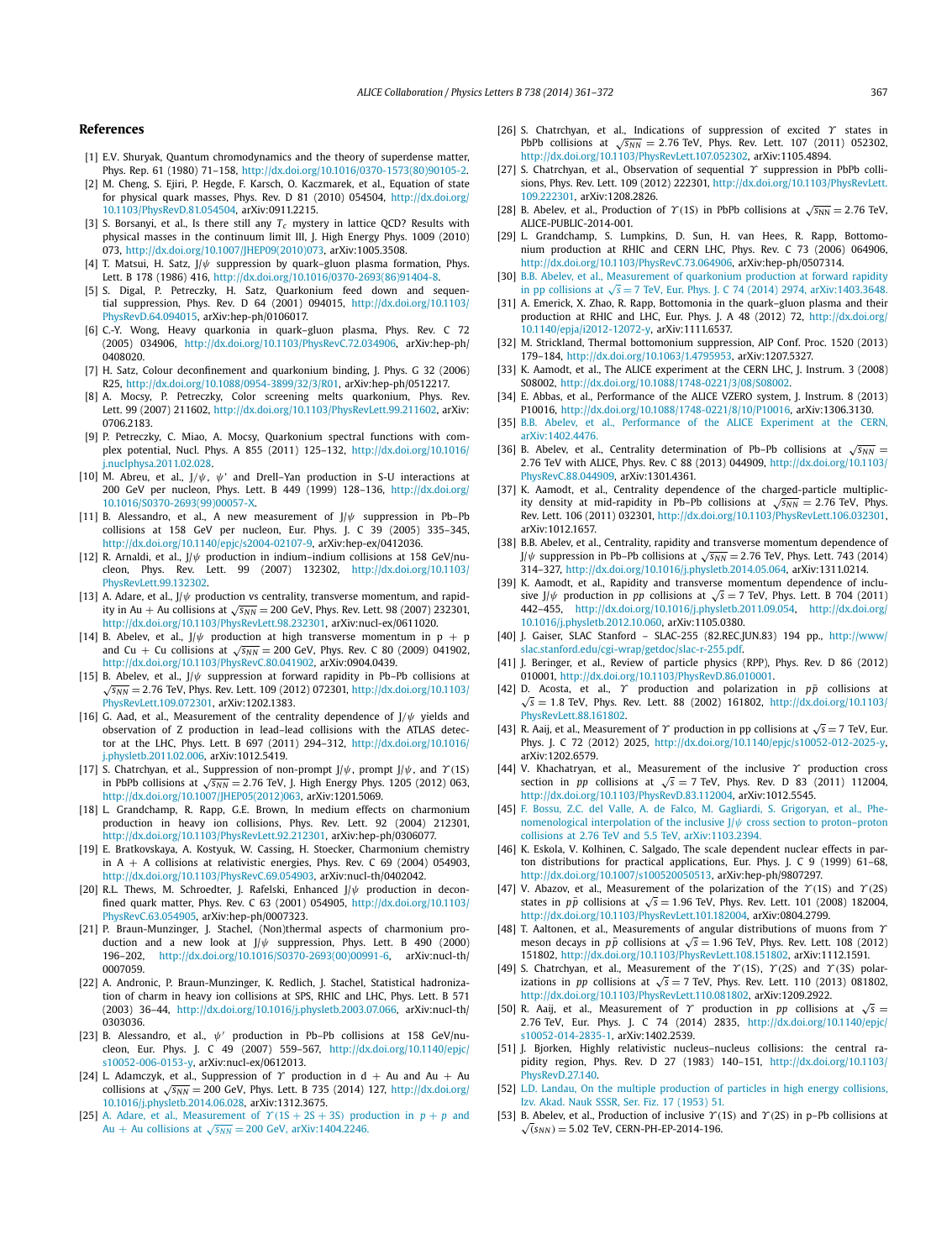## References

[1] E.V. Shuryak, Quantum chromodynamics and the theory of superdense matter, Phys. Rep. 61 (1980) 71–158, http://dx.doi.org/10.1016/0370-1573(80)90105-2.

[2] M. Cheng, S. Ejiri, P. Hegde, F. Karsch, O. Kaczmarek, et al., Equation of state for physical quark masses, Phys. Rev. D 81 (2010) 054504, http://dx.doi.org/10.1103/PhysRevD.81.054504, arXiv:0911.2215.

[3] S. Borsanyi, et al., Is there still any $T_c$ mystery in lattice QCD? Results with physical masses in the continuum limit III, J. High Energy Phys. 1009 (2010) 073, http://dx.doi.org/10.1007/JHEP09(2010)073, arXiv:1005.3508.

[4] T. Matsui, H. Satz, J/$\psi$ suppression by quark–gluon plasma formation, Phys. Lett. B 178 (1986) 416, http://dx.doi.org/10.1016/0370-2693(86)91404-8.

[5] S. Digal, P. Petreczky, H. Satz, Quarkonium feed down and sequential suppression, Phys. Rev. D 64 (2001) 094015, http://dx.doi.org/10.1103/PhysRevD.64.094015, arXiv:hep-ph/0106017.

[6] C.-Y. Wong, Heavy quarkonia in quark–gluon plasma, Phys. Rev. C 72 (2005) 034906, http://dx.doi.org/10.1103/PhysRevC.72.034906, arXiv:hep-ph/0408020.

[7] H. Satz, Colour deconfinement and quarkonium binding, J. Phys. G 32 (2006) R25, http://dx.doi.org/10.1088/0954-3899/32/3/R01, arXiv:hep-ph/0512217.

[8] A. Mocsy, P. Petreczky, Color screening melts quarkonium, Phys. Rev. Lett. 99 (2007) 211602, http://dx.doi.org/10.1103/PhysRevLett.99.211602, arXiv:0706.2183.

[9] P. Petreczky, C. Miao, A. Mocsy, Quarkonium spectral functions with complex potential, Nucl. Phys. A 855 (2011) 125–132, http://dx.doi.org/10.1016/j.nuclphysa.2011.02.028.

[10] M. Abreu, et al., J/$\psi$, $\psi$' and Drell–Yan production in S-U interactions at 200 GeV per nucleon, Phys. Lett. B 449 (1999) 128–136, http://dx.doi.org/10.1016/S0370-2693(99)00057-X.

[11] B. Alessandro, et al., A new measurement of J/$\psi$ suppression in Pb–Pb collisions at 158 GeV per nucleon, Eur. Phys. J. C 39 (2005) 335–345, http://dx.doi.org/10.1140/epjc/s2004-02107-9, arXiv:hep-ex/0412036.

[12] R. Arnaldi, et al., J/$\psi$ production in indium–indium collisions at 158 GeV/nucleon, Phys. Rev. Lett. 99 (2007) 132302, http://dx.doi.org/10.1103/PhysRevLett.99.132302.

[13] A. Adare, et al., J/$\psi$ production vs centrality, transverse momentum, and rapidity in Au + Au collisions at $\sqrt{s_{NN}} = 200$ GeV, Phys. Rev. Lett. 98 (2007) 232301, http://dx.doi.org/10.1103/PhysRevLett.98.232301, arXiv:nucl-ex/0611020.

[14] B. Abelev, et al., J/$\psi$ production at high transverse momentum in p + p and Cu + Cu collisions at $\sqrt{s_{NN}} = 200$ GeV, Phys. Rev. C 80 (2009) 041902, http://dx.doi.org/10.1103/PhysRevC.80.041902, arXiv:0904.0439.

[15] B. Abelev, et al., J/$\psi$ suppression at forward rapidity in Pb–Pb collisions at $\sqrt{s_{NN}} = 2.76$ TeV, Phys. Rev. Lett. 109 (2012) 072301, http://dx.doi.org/10.1103/PhysRevLett.109.072301, arXiv:1202.1383.

[16] G. Aad, et al., Measurement of the centrality dependence of J/$\psi$ yields and observation of Z production in lead–lead collisions with the ATLAS detector at the LHC, Phys. Lett. B 697 (2011) 294–312, http://dx.doi.org/10.1016/j.physletb.2011.02.006, arXiv:1012.5419.

[17] S. Chatrchyan, et al., Suppression of non-prompt J/$\psi$, prompt J/$\psi$, and $\Upsilon$(1S) in PbPb collisions at $\sqrt{s_{NN}} = 2.76$ TeV, J. High Energy Phys. 1205 (2012) 063, http://dx.doi.org/10.1007/JHEP05(2012)063, arXiv:1201.5069.

[18] L. Grandchamp, R. Rapp, G.E. Brown, In medium effects on charmonium production in heavy ion collisions, Phys. Rev. Lett. 92 (2004) 212301, http://dx.doi.org/10.1103/PhysRevLett.92.212301, arXiv:hep-ph/0306077.

[19] E. Bratkovskaya, A. Kostyuk, W. Cassing, H. Stoecker, Charmonium chemistry in A + A collisions at relativistic energies, Phys. Rev. C 69 (2004) 054903, http://dx.doi.org/10.1103/PhysRevC.69.054903, arXiv:nucl-th/0402042.

[20] R.L. Thews, M. Schroedter, J. Rafelski, Enhanced J/$\psi$ production in deconfined quark matter, Phys. Rev. C 63 (2001) 054905, http://dx.doi.org/10.1103/PhysRevC.63.054905, arXiv:hep-ph/0007323.

[21] P. Braun-Munzinger, J. Stachel, (Non)thermal aspects of charmonium production and a new look at J/$\psi$ suppression, Phys. Lett. B 490 (2000) 196–202, http://dx.doi.org/10.1016/S0370-2693(00)00991-6, arXiv:nucl-th/0007059.

[22] A. Andronic, P. Braun-Munzinger, K. Redlich, J. Stachel, Statistical hadronization of charm in heavy ion collisions at SPS, RHIC and LHC, Phys. Lett. B 571 (2003) 36–44, http://dx.doi.org/10.1016/j.physletb.2003.07.066, arXiv:nucl-th/0303036.

[23] B. Alessandro, et al., $\psi'$ production in Pb–Pb collisions at 158 GeV/nucleon, Eur. Phys. J. C 49 (2007) 559–567, http://dx.doi.org/10.1140/epjc/s10052-006-0153-y, arXiv:nucl-ex/0612013.

[24] L. Adamczyk, et al., Suppression of $\Upsilon$ production in d + Au and Au + Au collisions at $\sqrt{s_{NN}} = 200$ GeV, Phys. Lett. B 735 (2014) 127, http://dx.doi.org/10.1016/j.physletb.2014.06.028, arXiv:1312.3675.

[25] A. Adare, et al., Measurement of $\Upsilon$(1S + 2S + 3S) production in $p + p$ and Au + Au collisions at $\sqrt{s_{NN}} = 200$ GeV, arXiv:1404.2246.

[26] S. Chatrchyan, et al., Indications of suppression of excited $\Upsilon$ states in PbPb collisions at $\sqrt{s_{NN}} = 2.76$ TeV, Phys. Rev. Lett. 107 (2011) 052302, http://dx.doi.org/10.1103/PhysRevLett.107.052302, arXiv:1105.4894.

[27] S. Chatrchyan, et al., Observation of sequential $\Upsilon$ suppression in PbPb collisions, Phys. Rev. Lett. 109 (2012) 222301, http://dx.doi.org/10.1103/PhysRevLett.109.222301, arXiv:1208.2826.

[28] B. Abelev, et al., Production of $\Upsilon$(1S) in PbPb collisions at $\sqrt{s_{NN}} = 2.76$ TeV, ALICE-PUBLIC-2014-001.

[29] L. Grandchamp, S. Lumpkins, D. Sun, H. van Hees, R. Rapp, Bottomonium production at RHIC and CERN LHC, Phys. Rev. C 73 (2006) 064906, http://dx.doi.org/10.1103/PhysRevC.73.064906, arXiv:hep-ph/0507314.

[30] B.B. Abelev, et al., Measurement of quarkonium production at forward rapidity in pp collisions at $\sqrt{s} = 7$ TeV, Eur. Phys. J. C 74 (2014) 2974, arXiv:1403.3648.

[31] A. Emerick, X. Zhao, R. Rapp, Bottomonia in the quark–gluon plasma and their production at RHIC and LHC, Eur. Phys. J. A 48 (2012) 72, http://dx.doi.org/10.1140/epja/i2012-12072-y, arXiv:1111.6537.

[32] M. Strickland, Thermal bottomonium suppression, AIP Conf. Proc. 1520 (2013) 179–184, http://dx.doi.org/10.1063/1.4795953, arXiv:1207.5327.

[33] K. Aamodt, et al., The ALICE experiment at the CERN LHC, J. Instrum. 3 (2008) S08002, http://dx.doi.org/10.1088/1748-0221/3/08/S08002.

[34] E. Abbas, et al., Performance of the ALICE VZERO system, J. Instrum. 8 (2013) P10016, http://dx.doi.org/10.1088/1748-0221/8/10/P10016, arXiv:1306.3130.

[35] B.B. Abelev, et al., Performance of the ALICE Experiment at the CERN, arXiv:1402.4476.

[36] B. Abelev, et al., Centrality determination of Pb–Pb collisions at $\sqrt{s_{NN}} = 2.76$ TeV with ALICE, Phys. Rev. C 88 (2013) 044909, http://dx.doi.org/10.1103/PhysRevC.88.044909, arXiv:1301.4361.

[37] K. Aamodt, et al., Centrality dependence of the charged-particle multiplicity density at mid-rapidity in Pb–Pb collisions at $\sqrt{s_{NN}} = 2.76$ TeV, Phys. Rev. Lett. 106 (2011) 032301, http://dx.doi.org/10.1103/PhysRevLett.106.032301, arXiv:1012.1657.

[38] B.B. Abelev, et al., Centrality, rapidity and transverse momentum dependence of J/$\psi$ suppression in Pb–Pb collisions at $\sqrt{s_{NN}} = 2.76$ TeV, Phys. Lett. 743 (2014) 314–327, http://dx.doi.org/10.1016/j.physletb.2014.05.064, arXiv:1311.0214.

[39] K. Aamodt, et al., Rapidity and transverse momentum dependence of inclusive J/$\psi$ production in $pp$ collisions at $\sqrt{s} = 7$ TeV, Phys. Lett. B 704 (2011) 442–455, http://dx.doi.org/10.1016/j.physletb.2011.09.054, http://dx.doi.org/10.1016/j.physletb.2012.10.060, arXiv:1105.0380.

[40] J. Gaiser, SLAC Stanford – SLAC-255 (82.REC.JUN.83) 194 pp., http://www/slac.stanford.edu/cgi-wrap/getdoc/slac-r-255.pdf.

[41] J. Beringer, et al., Review of particle physics (RPP), Phys. Rev. D 86 (2012) 010001, http://dx.doi.org/10.1103/PhysRevD.86.010001.

[42] D. Acosta, et al., $\Upsilon$ production and polarization in $p\bar{p}$ collisions at $\sqrt{s} = 1.8$ TeV, Phys. Rev. Lett. 88 (2002) 161802, http://dx.doi.org/10.1103/PhysRevLett.88.161802.

[43] R. Aaij, et al., Measurement of $\Upsilon$ production in pp collisions at $\sqrt{s} = 7$ TeV, Eur. Phys. J. C 72 (2012) 2025, http://dx.doi.org/10.1140/epjc/s10052-012-2025-y, arXiv:1202.6579.

[44] V. Khachatryan, et al., Measurement of the inclusive $\Upsilon$ production cross section in $pp$ collisions at $\sqrt{s} = 7$ TeV, Phys. Rev. D 83 (2011) 112004, http://dx.doi.org/10.1103/PhysRevD.83.112004, arXiv:1012.5545.

[45] F. Bossu, Z.C. del Valle, A. de Falco, M. Gagliardi, S. Grigoryan, et al., Phenomenological interpolation of the inclusive J/$\psi$ cross section to proton–proton collisions at 2.76 TeV and 5.5 TeV, arXiv:1103.2394.

[46] K. Eskola, V. Kolhinen, C. Salgado, The scale dependent nuclear effects in parton distributions for practical applications, Eur. Phys. J. C 9 (1999) 61–68, http://dx.doi.org/10.1007/s100520050513, arXiv:hep-ph/9807297.

[47] V. Abazov, et al., Measurement of the polarization of the $\Upsilon$(1S) and $\Upsilon$(2S) states in $p\bar{p}$ collisions at $\sqrt{s} = 1.96$ TeV, Phys. Rev. Lett. 101 (2008) 182004, http://dx.doi.org/10.1103/PhysRevLett.101.182004, arXiv:0804.2799.

[48] T. Aaltonen, et al., Measurements of angular distributions of muons from $\Upsilon$ meson decays in $p\bar{p}$ collisions at $\sqrt{s} = 1.96$ TeV, Phys. Rev. Lett. 108 (2012) 151802, http://dx.doi.org/10.1103/PhysRevLett.108.151802, arXiv:1112.1591.

[49] S. Chatrchyan, et al., Measurement of the $\Upsilon$(1S), $\Upsilon$(2S) and $\Upsilon$(3S) polarizations in $pp$ collisions at $\sqrt{s} = 7$ TeV, Phys. Rev. Lett. 110 (2013) 081802, http://dx.doi.org/10.1103/PhysRevLett.110.081802, arXiv:1209.2922.

[50] R. Aaij, et al., Measurement of $\Upsilon$ production in $pp$ collisions at $\sqrt{s} = 2.76$ TeV, Eur. Phys. J. C 74 (2014) 2835, http://dx.doi.org/10.1140/epjc/s10052-014-2835-1, arXiv:1402.2539.

[51] J. Bjorken, Highly relativistic nucleus–nucleus collisions: the central rapidity region, Phys. Rev. D 27 (1983) 140–151, http://dx.doi.org/10.1103/PhysRevD.27.140.

[52] L.D. Landau, On the multiple production of particles in high energy collisions, Izv. Akad. Nauk SSSR, Ser. Fiz. 17 (1953) 51.

[53] B. Abelev, et al., Production of inclusive $\Upsilon$(1S) and $\Upsilon$(2S) in p–Pb collisions at $\sqrt{(s_{NN})} = 5.02$ TeV, CERN-PH-EP-2014-196.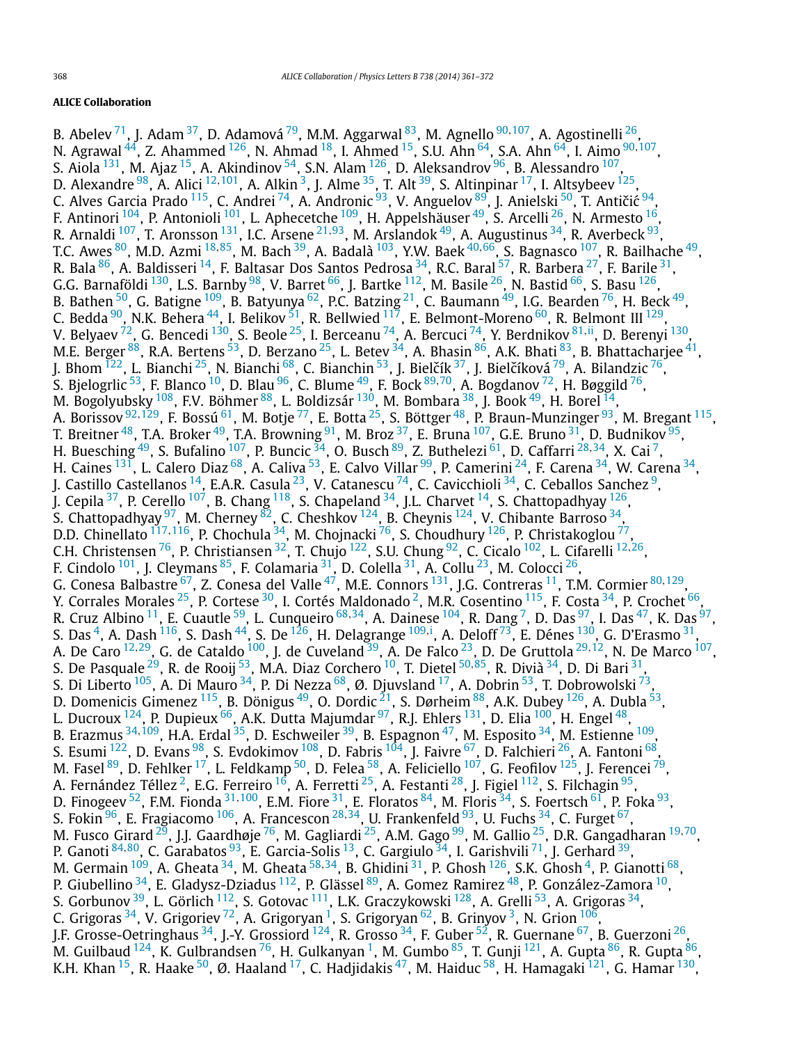**ALICE Collaboration**

B. Abelev [71], J. Adam [37], D. Adamová [79], M.M. Aggarwal [83], M. Agnello [90,107], A. Agostinelli [26], N. Agrawal [44], Z. Ahammed [126], N. Ahmad [18], I. Ahmed [15], S.U. Ahn [64], S.A. Ahn [64], I. Aimo [90,107], S. Aiola [131], M. Ajaz [15], A. Akindinov [54], S.N. Alam [126], D. Aleksandrov [96], B. Alessandro [107], D. Alexandre [98], A. Alici [12,101], A. Alkin [3], J. Alme [35], T. Alt [39], S. Altinpinar [17], I. Altsybeev [125], C. Alves Garcia Prado [115], C. Andrei [74], A. Andronic [93], V. Anguelov [89], J. Anielski [50], T. Antičić [94], F. Antinori [104], P. Antonioli [101], L. Aphecetche [109], H. Appelshäuser [49], S. Arcelli [26], N. Armesto [16], R. Arnaldi [107], T. Aronsson [131], I.C. Arsene [21,93], M. Arslandok [49], A. Augustinus [34], R. Averbeck [93], T.C. Awes [80], M.D. Azmi [18,85], M. Bach [39], A. Badalà [103], Y.W. Baek [40,66], S. Bagnasco [107], R. Bailhache [49], R. Bala [86], A. Baldisseri [14], F. Baltasar Dos Santos Pedrosa [34], R.C. Baral [57], R. Barbera [27], F. Barile [31], G.G. Barnaföldi [130], L.S. Barnby [98], V. Barret [66], J. Bartke [112], M. Basile [26], N. Bastid [66], S. Basu [126], B. Bathen [50], G. Batigne [109], B. Batyunya [62], P.C. Batzing [21], C. Baumann [49], I.G. Bearden [76], H. Beck [49], C. Bedda [90], N.K. Behera [44], I. Belikov [51], F. Bellini [26], R. Bellwied [117], E. Belmont-Moreno [60], R. Belmont III [129], V. Belyaev [72], G. Bencedi [130], S. Beole [25], I. Berceanu [74], A. Bercuci [74], Y. Berdnikov [81,ii], D. Berenyi [130], M.E. Berger [88], R.A. Bertens [53], D. Berzano [25], L. Betev [34], A. Bhasin [86], A.K. Bhati [83], B. Bhattacharjee [41], J. Bhom [122], L. Bianchi [25], N. Bianchi [68], C. Bianchin [53], J. Bielčík [37], J. Bielčíková [79], A. Bilandzic [76], S. Bjelogrlic [53], F. Blanco [10], D. Blau [96], C. Blume [49], F. Bock [89,70], A. Bogdanov [72], H. Bøggild [76], M. Bogolyubsky [108], F.V. Böhmer [88], L. Boldizsár [130], M. Bombara [38], J. Book [49], H. Borel [14], A. Borissov [92,129], F. Bossú [61], M. Botje [77], E. Botta [25], S. Böttger [48], P. Braun-Munzinger [93], M. Bregant [115], T. Breitner [48], T.A. Broker [49], T.A. Browning [91], M. Broz [37], E. Bruna [107], G.E. Bruno [31], D. Budnikov [95], H. Buesching [49], S. Bufalino [107], P. Buncic [34], O. Busch [89], Z. Buthelezi [61], D. Caffarri [28,34], X. Cai [7], H. Caines [131], L. Calero Diaz [68], A. Caliva [53], E. Calvo Villar [99], P. Camerini [24], F. Carena [34], W. Carena [34], J. Castillo Castellanos [14], E.A.R. Casula [23], V. Catanescu [74], C. Cavicchioli [34], C. Ceballos Sanchez [9], J. Cepila [37], P. Cerello [107], B. Chang [118], S. Chapeland [34], J.L. Charvet [14], S. Chattopadhyay [126], S. Chattopadhyay [97], M. Cherney [82], C. Cheshkov [124], B. Cheynis [124], V. Chibante Barroso [34], D.D. Chinellato [117,116], P. Chochula [34], M. Chojnacki [76], S. Choudhury [126], P. Christakoglou [77], C.H. Christensen [76], P. Christiansen [32], T. Chujo [122], S.U. Chung [92], C. Cicalo [102], L. Cifarelli [12,26], F. Cindolo [101], J. Cleymans [85], F. Colamaria [31], D. Colella [31], A. Collu [23], M. Colocci [26], G. Conesa Balbastre [67], Z. Conesa del Valle [47], M.E. Connors [131], J.G. Contreras [11], T.M. Cormier [80,129], Y. Corrales Morales [25], P. Cortese [30], I. Cortés Maldonado [2], M.R. Cosentino [115], F. Costa [34], P. Crochet [66], R. Cruz Albino [11], E. Cuautle [59], L. Cunqueiro [68,34], A. Dainese [104], R. Dang [7], D. Das [97], I. Das [47], K. Das [97], S. Das [4], A. Dash [116], S. Dash [44], S. De [126], H. Delagrange [109,i], A. Deloff [73], E. Dénes [130], G. D'Erasmo [31], A. De Caro [12,29], G. de Cataldo [100], J. de Cuveland [39], A. De Falco [23], D. De Gruttola [29,12], N. De Marco [107], S. De Pasquale [29], R. de Rooij [53], M.A. Diaz Corchero [10], T. Dietel [50,85], R. Divià [34], D. Di Bari [31], S. Di Liberto [105], A. Di Mauro [34], P. Di Nezza [68], Ø. Djuvsland [17], A. Dobrin [53], T. Dobrowolski [73], D. Domenicis Gimenez [115], B. Dönigus [49], O. Dordic [21], S. Dørheim [88], A.K. Dubey [126], A. Dubla [53], L. Ducroux [124], P. Dupieux [66], A.K. Dutta Majumdar [97], R.J. Ehlers [131], D. Elia [100], H. Engel [48], B. Erazmus [34,109], H.A. Erdal [35], D. Eschweiler [39], B. Espagnon [47], M. Esposito [34], M. Estienne [109], S. Esumi [122], D. Evans [98], S. Evdokimov [108], D. Fabris [104], J. Faivre [67], D. Falchieri [26], A. Fantoni [68], M. Fasel [89], D. Fehlker [17], L. Feldkamp [50], D. Felea [58], A. Feliciello [107], G. Feofilov [125], J. Ferencei [79], A. Fernández Téllez [2], E.G. Ferreiro [16], A. Ferretti [25], A. Festanti [28], J. Figiel [112], S. Filchagin [95], D. Finogeev [52], F.M. Fionda [31,100], E.M. Fiore [31], E. Floratos [84], M. Floris [34], S. Foertsch [61], P. Foka [93], S. Fokin [96], E. Fragiacomo [106], A. Francescon [28,34], U. Frankenfeld [93], U. Fuchs [34], C. Furget [67], M. Fusco Girard [29], J.J. Gaardhøje [76], M. Gagliardi [25], A.M. Gago [99], M. Gallio [25], D.R. Gangadharan [19,70], P. Ganoti [84,80], C. Garabatos [93], E. Garcia-Solis [13], C. Gargiulo [34], I. Garishvili [71], J. Gerhard [39], M. Germain [109], A. Gheata [34], M. Gheata [58,34], B. Ghidini [31], P. Ghosh [126], S.K. Ghosh [4], P. Gianotti [68], P. Giubellino [34], E. Gladysz-Dziadus [112], P. Glässel [89], A. Gomez Ramirez [48], P. González-Zamora [10], S. Gorbunov [39], L. Görlich [112], S. Gotovac [111], L.K. Graczykowski [128], A. Grelli [53], A. Grigoras [34], C. Grigoras [34], V. Grigoriev [72], A. Grigoryan [1], S. Grigoryan [62], B. Grinyov [3], N. Grion [106], J.F. Grosse-Oetringhaus [34], J.-Y. Grossiord [124], R. Grosso [34], F. Guber [52], R. Guernane [67], B. Guerzoni [26], M. Guilbaud [124], K. Gulbrandsen [76], H. Gulkanyan [1], M. Gumbo [85], T. Gunji [121], A. Gupta [86], R. Gupta [86], K.H. Khan [15], R. Haake [50], Ø. Haaland [17], C. Hadjidakis [47], M. Haiduc [58], H. Hamagaki [121], G. Hamar [130],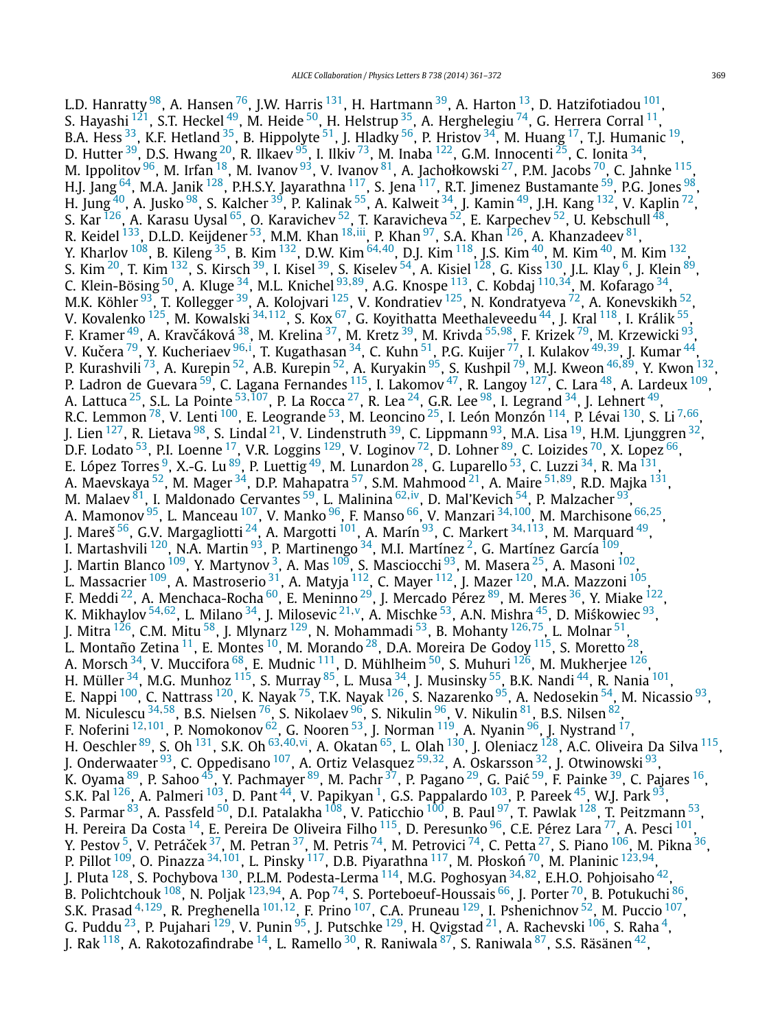L.D. Hanratty [98], A. Hansen [76], J.W. Harris [131], H. Hartmann [39], A. Harton [13], D. Hatzifotiadou [101], S. Hayashi [121], S.T. Heckel [49], M. Heide [50], H. Helstrup [35], A. Herghelegiu [74], G. Herrera Corral [11], B.A. Hess [33], K.F. Hetland [35], B. Hippolyte [51], J. Hladky [56], P. Hristov [34], M. Huang [17], T.J. Humanic [19], D. Hutter [39], D.S. Hwang [20], R. Ilkaev [95], I. Ilkiv [73], M. Inaba [122], G.M. Innocenti [25], C. Ionita [34], M. Ippolitov [96], M. Irfan [18], M. Ivanov [93], V. Ivanov [81], A. Jachołkowski [27], P.M. Jacobs [70], C. Jahnke [115], H.J. Jang [64], M.A. Janik [128], P.H.S.Y. Jayarathna [117], S. Jena [117], R.T. Jimenez Bustamante [59], P.G. Jones [98], H. Jung [40], A. Jusko [98], S. Kalcher [39], P. Kalinak [55], A. Kalweit [34], J. Kamin [49], J.H. Kang [132], V. Kaplin [72], S. Kar [126], A. Karasu Uysal [65], O. Karavichev [52], T. Karavicheva [52], E. Karpechev [52], U. Kebschull [48], R. Keidel [133], D.L.D. Keijdener [53], M.M. Khan [18,iii], P. Khan [97], S.A. Khan [126], A. Khanzadeev [81], Y. Kharlov [108], B. Kileng [35], B. Kim [132], D.W. Kim [64,40], D.J. Kim [118], J.S. Kim [40], M. Kim [40], M. Kim [132], S. Kim [20], T. Kim [132], S. Kirsch [39], I. Kisel [39], S. Kiselev [54], A. Kisiel [128], G. Kiss [130], J.L. Klay [6], J. Klein [89], C. Klein-Bösing [50], A. Kluge [34], M.L. Knichel [93,89], A.G. Knospe [113], C. Kobdaj [110,34], M. Kofarago [34], M.K. Köhler [93], T. Kollegger [39], A. Kolojvari [125], V. Kondratiev [125], N. Kondratyeva [72], A. Konevskikh [52], V. Kovalenko [125], M. Kowalski [34,112], S. Kox [67], G. Koyithatta Meethaleveedu [44], J. Kral [118], I. Králik [55], F. Kramer [49], A. Kravčáková [38], M. Krelina [37], M. Kretz [39], M. Krivda [55,98], F. Krizek [79], M. Krzewicki [93], V. Kučera [79], Y. Kucheriaev [96,i], T. Kugathasan [34], C. Kuhn [51], P.G. Kuijer [77], I. Kulakov [49,39], J. Kumar [44], P. Kurashvili [73], A. Kurepin [52], A.B. Kurepin [52], A. Kuryakin [95], S. Kushpil [79], M.J. Kweon [46,89], Y. Kwon [132], P. Ladron de Guevara [59], C. Lagana Fernandes [115], I. Lakomov [47], R. Langoy [127], C. Lara [48], A. Lardeux [109], A. Lattuca [25], S.L. La Pointe [53,107], P. La Rocca [27], R. Lea [24], G.R. Lee [98], I. Legrand [34], J. Lehnert [49], R.C. Lemmon [78], V. Lenti [100], E. Leogrande [53], M. Leoncino [25], I. León Monzón [114], P. Lévai [130], S. Li [7,66], J. Lien [127], R. Lietava [98], S. Lindal [21], V. Lindenstruth [39], C. Lippmann [93], M.A. Lisa [19], H.M. Ljunggren [32], D.F. Lodato [53], P.I. Loenne [17], V.R. Loggins [129], V. Loginov [72], D. Lohner [89], C. Loizides [70], X. Lopez [66], E. López Torres [9], X.-G. Lu [89], P. Luettig [49], M. Lunardon [28], G. Luparello [53], C. Luzzi [34], R. Ma [131], A. Maevskaya [52], M. Mager [34], D.P. Mahapatra [57], S.M. Mahmood [21], A. Maire [51,89], R.D. Majka [131], M. Malaev [81], I. Maldonado Cervantes [59], L. Malinina [62,iv], D. Mal'Kevich [54], P. Malzacher [93], A. Mamonov [95], L. Manceau [107], V. Manko [96], F. Manso [66], V. Manzari [34,100], M. Marchisone [66,25], J. Mareš [56], G.V. Margagliotti [24], A. Margotti [101], A. Marín [93], C. Markert [34,113], M. Marquard [49], I. Martashvili [120], N.A. Martin [93], P. Martinengo [34], M.I. Martínez [2], G. Martínez García [109], J. Martin Blanco [109], Y. Martynov [3], A. Mas [109], S. Masciocchi [93], M. Masera [25], A. Masoni [102], L. Massacrier [109], A. Mastroserio [31], A. Matyja [112], C. Mayer [112], J. Mazer [120], M.A. Mazzoni [105], F. Meddi [22], A. Menchaca-Rocha [60], E. Meninno [29], J. Mercado Pérez [89], M. Meres [36], Y. Miake [122], K. Mikhaylov [54,62], L. Milano [34], J. Milosevic [21,v], A. Mischke [53], A.N. Mishra [45], D. Miśkowiec [93], J. Mitra [126], C.M. Mitu [58], J. Mlynarz [129], N. Mohammadi [53], B. Mohanty [126,75], L. Molnar [51], L. Montaño Zetina [11], E. Montes [10], M. Morando [28], D.A. Moreira De Godoy [115], S. Moretto [28], A. Morsch [34], V. Muccifora [68], E. Mudnic [111], D. Mühlheim [50], S. Muhuri [126], M. Mukherjee [126], H. Müller [34], M.G. Munhoz [115], S. Murray [85], L. Musa [34], J. Musinsky [55], B.K. Nandi [44], R. Nania [101], E. Nappi [100], C. Nattrass [120], K. Nayak [75], T.K. Nayak [126], S. Nazarenko [95], A. Nedosekin [54], M. Nicassio [93], M. Niculescu [34,58], B.S. Nielsen [76], S. Nikolaev [96], S. Nikulin [96], V. Nikulin [81], B.S. Nilsen [82], F. Noferini [12,101], P. Nomokonov [62], G. Nooren [53], J. Norman [119], A. Nyanin [96], J. Nystrand [17], H. Oeschler [89], S. Oh [131], S.K. Oh [63,40,vi], A. Okatan [65], L. Olah [130], J. Oleniacz [128], A.C. Oliveira Da Silva [115], J. Onderwaater [93], C. Oppedisano [107], A. Ortiz Velasquez [59,32], A. Oskarsson [32], J. Otwinowski [93], K. Oyama [89], P. Sahoo [45], Y. Pachmayer [89], M. Pachr [37], P. Pagano [29], G. Paić [59], F. Painke [39], C. Pajares [16], S.K. Pal [126], A. Palmeri [103], D. Pant [44], V. Papikyan [1], G.S. Pappalardo [103], P. Pareek [45], W.J. Park [93], S. Parmar [83], A. Passfeld [50], D.I. Patalakha [108], V. Paticchio [100], B. Paul [97], T. Pawlak [128], T. Peitzmann [53], H. Pereira Da Costa [14], E. Pereira De Oliveira Filho [115], D. Peresunko [96], C.E. Pérez Lara [77], A. Pesci [101], Y. Pestov [5], V. Petráček [37], M. Petran [37], M. Petris [74], M. Petrovici [74], C. Petta [27], S. Piano [106], M. Pikna [36], P. Pillot [109], O. Pinazza [34,101], L. Pinsky [117], D.B. Piyarathna [117], M. Płoskoń [70], M. Planinic [123,94], J. Pluta [128], S. Pochybova [130], P.L.M. Podesta-Lerma [114], M.G. Poghosyan [34,82], E.H.O. Pohjoisaho [42], B. Polichtchouk [108], N. Poljak [123,94], A. Pop [74], S. Porteboeuf-Houssais [66], J. Porter [70], B. Potukuchi [86], S.K. Prasad [4,129], R. Preghenella [101,12], F. Prino [107], C.A. Pruneau [129], I. Pshenichnov [52], M. Puccio [107], G. Puddu [23], P. Pujahari [129], V. Punin [95], J. Putschke [129], H. Qvigstad [21], A. Rachevski [106], S. Raha [4], J. Rak [118], A. Rakotozafindrabe [14], L. Ramello [30], R. Raniwala [87], S. Raniwala [87], S.S. Räsänen [42],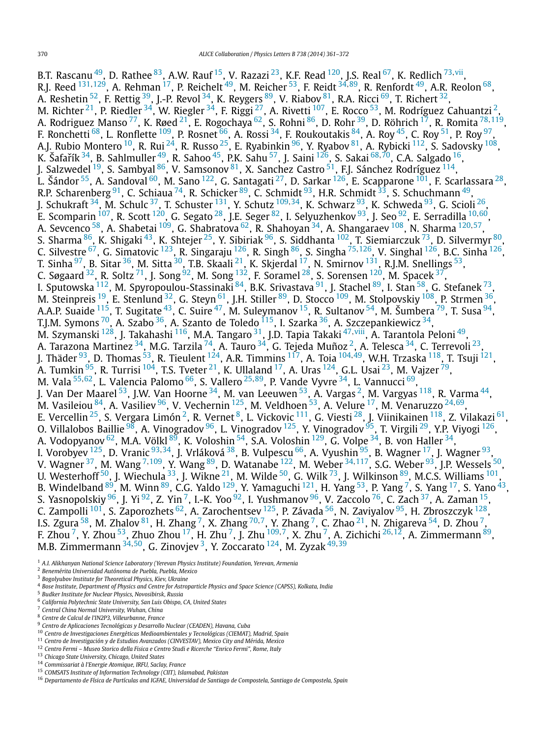B.T. Rascanu [49], D. Rathee [83], A.W. Rauf [15], V. Razazi [23], K.F. Read [120], J.S. Real [67], K. Redlich [73,vii], R.J. Reed [131,129], A. Rehman [17], P. Reichelt [49], M. Reicher [53], F. Reidt [34,89], R. Renfordt [49], A.R. Reolon [68], A. Reshetin [52], F. Rettig [39], J.-P. Revol [34], K. Reygers [89], V. Riabov [81], R.A. Ricci [69], T. Richert [32], M. Richter [21], P. Riedler [34], W. Riegler [34], F. Riggi [27], A. Rivetti [107], E. Rocco [53], M. Rodríguez Cahuantzi [2], A. Rodriguez Manso [77], K. Røed [21], E. Rogochaya [62], S. Rohni [86], D. Rohr [39], D. Röhrich [17], R. Romita [78,119], F. Ronchetti [68], L. Ronflette [109], P. Rosnet [66], A. Rossi [34], F. Roukoutakis [84], A. Roy [45], C. Roy [51], P. Roy [97], A.J. Rubio Montero [10], R. Rui [24], R. Russo [25], E. Ryabinkin [96], Y. Ryabov [81], A. Rybicki [112], S. Sadovsky [108], K. Šafařík [34], B. Sahlmuller [49], R. Sahoo [45], P.K. Sahu [57], J. Saini [126], S. Sakai [68,70], C.A. Salgado [16], J. Salzwedel [19], S. Sambyal [86], V. Samsonov [81], X. Sanchez Castro [51], F.J. Sánchez Rodríguez [114], L. Šándor [55], A. Sandoval [60], M. Sano [122], G. Santagati [27], D. Sarkar [126], E. Scapparone [101], F. Scarlassara [28], R.P. Scharenberg [91], C. Schiaua [74], R. Schicker [89], C. Schmidt [93], H.R. Schmidt [33], S. Schuchmann [49], J. Schukraft [34], M. Schulc [37], T. Schuster [131], Y. Schutz [109,34], K. Schwarz [93], K. Schweda [93], G. Scioli [26], E. Scomparin [107], R. Scott [120], G. Segato [28], J.E. Seger [82], I. Selyuzhenkov [93], J. Seo [92], E. Serradilla [10,60], A. Sevcenco [58], A. Shabetai [109], G. Shabratova [62], R. Shahoyan [34], A. Shangaraev [108], N. Sharma [120,57], S. Sharma [86], K. Shigaki [43], K. Shtejer [25], Y. Sibiriak [96], S. Siddhanta [102], T. Siemiarczuk [73], D. Silvermyr [80], C. Silvestre [67], G. Simatovic [123], R. Singaraju [126], R. Singh [86], S. Singha [75,126], V. Singhal [126], B.C. Sinha [126], T. Sinha [97], B. Sitar [36], M. Sitta [30], T.B. Skaali [21], K. Skjerdal [17], N. Smirnov [131], R.J.M. Snellings [53], C. Søgaard [32], R. Soltz [71], J. Song [92], M. Song [132], F. Soramel [28], S. Sorensen [120], M. Spacek [37], I. Sputowska [112], M. Spyropoulou-Stassinaki [84], B.K. Srivastava [91], J. Stachel [89], I. Stan [58], G. Stefanek [73], M. Steinpreis [19], E. Stenlund [32], G. Steyn [61], J.H. Stiller [89], D. Stocco [109], M. Stolpovskiy [108], P. Strmen [36], A.A.P. Suaide [115], T. Sugitate [43], C. Suire [47], M. Suleymanov [15], R. Sultanov [54], M. Šumbera [79], T. Susa [94], T.J.M. Symons [70], A. Szabo [36], A. Szanto de Toledo [115], I. Szarka [36], A. Szczepankiewicz [34], M. Szymanski [128], J. Takahashi [116], M.A. Tangaro [31], J.D. Tapia Takaki [47,viii], A. Tarantola Peloni [49], A. Tarazona Martinez [34], M.G. Tarzila [74], A. Tauro [34], G. Tejeda Muñoz [2], A. Telesca [34], C. Terrevoli [23], J. Thäder [93], D. Thomas [53], R. Tieulent [124], A.R. Timmins [117], A. Toia [104,49], W.H. Trzaska [118], T. Tsuji [121], A. Tumkin [95], R. Turrisi [104], T.S. Tveter [21], K. Ullaland [17], A. Uras [124], G.L. Usai [23], M. Vajzer [79], M. Vala [55,62], L. Valencia Palomo [66], S. Vallero [25,89], P. Vande Vyvre [34], L. Vannucci [69], J. Van Der Maarel [53], J.W. Van Hoorne [34], M. van Leeuwen [53], A. Vargas [2], M. Vargyas [118], R. Varma [44], M. Vasileiou [84], A. Vasiliev [96], V. Vechernin [125], M. Veldhoen [53], A. Velure [17], M. Venaruzzo [24,69], E. Vercellin [25], S. Vergara Limón [2], R. Vernet [8], L. Vickovic [111], G. Viesti [28], J. Viinikainen [118], Z. Vilakazi [61], O. Villalobos Baillie [98], A. Vinogradov [96], L. Vinogradov [125], Y. Vinogradov [95], T. Virgili [29], Y.P. Viyogi [126], A. Vodopyanov [62], M.A. Völkl [89], K. Voloshin [54], S.A. Voloshin [129], G. Volpe [34], B. von Haller [34], I. Vorobyev [125], D. Vranic [93,34], J. Vrláková [38], B. Vulpescu [66], A. Vyushin [95], B. Wagner [17], J. Wagner [93], V. Wagner [37], M. Wang [7,109], Y. Wang [89], D. Watanabe [122], M. Weber [34,117], S.G. Weber [93], J.P. Wessels [50], U. Westerhoff [50], J. Wiechula [33], J. Wikne [21], M. Wilde [50], G. Wilk [73], J. Wilkinson [89], M.C.S. Williams [101], B. Windelband [89], M. Winn [89], C.G. Yaldo [129], Y. Yamaguchi [121], H. Yang [53], P. Yang [7], S. Yang [17], S. Yano [43], S. Yasnopolskiy [96], J. Yi [92], Z. Yin [7], I.-K. Yoo [92], I. Yushmanov [96], V. Zaccolo [76], C. Zach [37], A. Zaman [15], C. Zampolli [101], S. Zaporozhets [62], A. Zarochentsev [125], P. Závada [56], N. Zaviyalov [95], H. Zbroszczyk [128], I.S. Zgura [58], M. Zhalov [81], H. Zhang [7], X. Zhang [70,7], Y. Zhang [7], C. Zhao [21], N. Zhigareva [54], D. Zhou [7], F. Zhou [7], Y. Zhou [53], Zhuo Zhou [17], H. Zhu [7], J. Zhu [109,7], X. Zhu [7], A. Zichichi [26,12], A. Zimmermann [89], M.B. Zimmermann [34,50], G. Zinovjev [3], Y. Zoccarato [124], M. Zyzak [49,39]

[1] *A.I. Alikhanyan National Science Laboratory (Yerevan Physics Institute) Foundation, Yerevan, Armenia*
[2] *Benemérita Universidad Autónoma de Puebla, Puebla, Mexico*
[3] *Bogolyubov Institute for Theoretical Physics, Kiev, Ukraine*
[4] *Bose Institute, Department of Physics and Centre for Astroparticle Physics and Space Science (CAPSS), Kolkata, India*
[5] *Budker Institute for Nuclear Physics, Novosibirsk, Russia*
[6] *California Polytechnic State University, San Luis Obispo, CA, United States*
[7] *Central China Normal University, Wuhan, China*
[8] *Centre de Calcul de l'IN2P3, Villeurbanne, France*
[9] *Centro de Aplicaciones Tecnológicas y Desarrollo Nuclear (CEADEN), Havana, Cuba*
[10] *Centro de Investigaciones Energéticas Medioambientales y Tecnológicas (CIEMAT), Madrid, Spain*
[11] *Centro de Investigación y de Estudios Avanzados (CINVESTAV), Mexico City and Mérida, Mexico*
[12] *Centro Fermi – Museo Storico della Fisica e Centro Studi e Ricerche "Enrico Fermi", Rome, Italy*
[13] *Chicago State University, Chicago, United States*
[14] *Commissariat à l'Energie Atomique, IRFU, Saclay, France*
[15] *COMSATS Institute of Information Technology (CIIT), Islamabad, Pakistan*
[16] *Departamento de Física de Partículas and IGFAE, Universidad de Santiago de Compostela, Santiago de Compostela, Spain*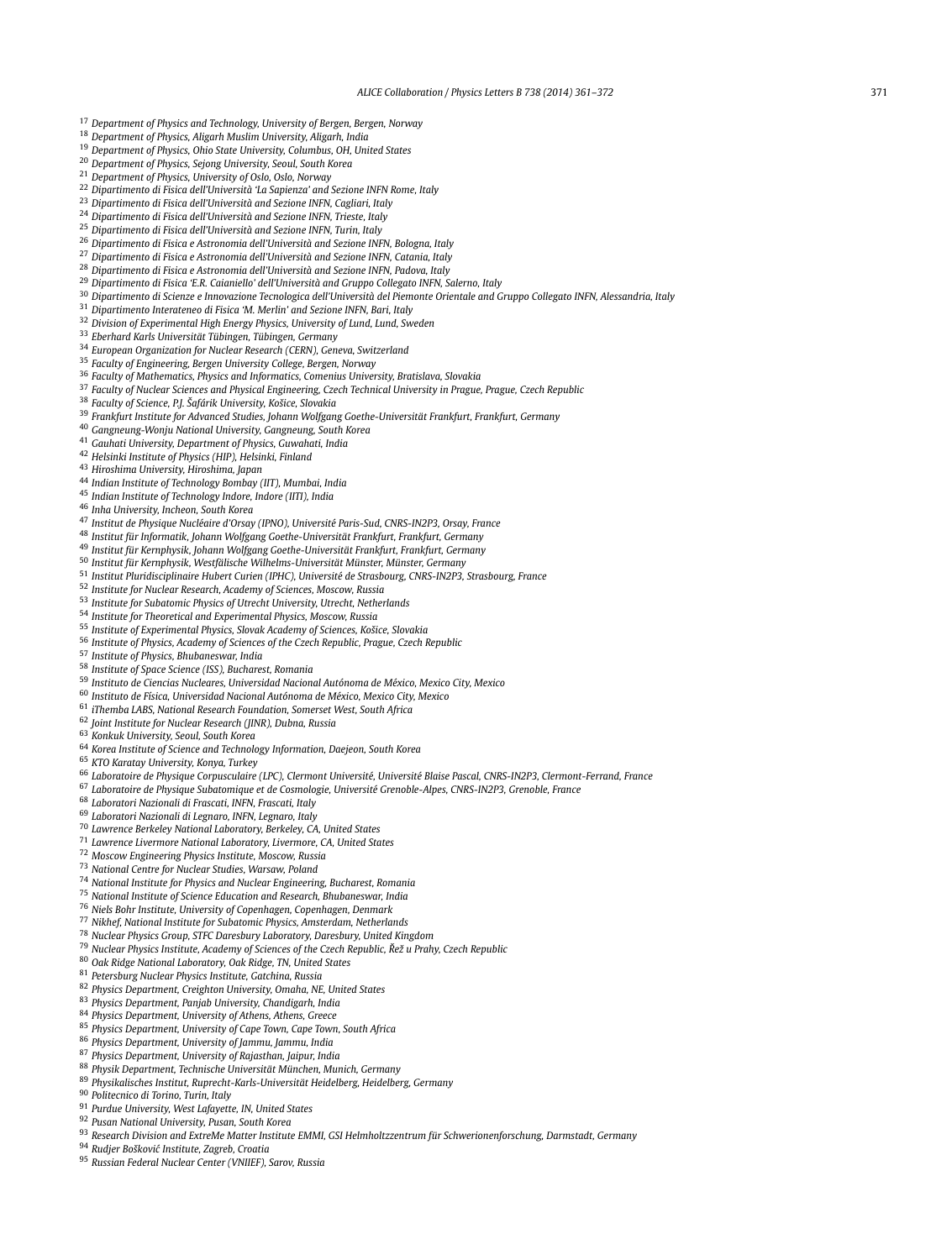[17] Department of Physics and Technology, University of Bergen, Bergen, Norway
[18] Department of Physics, Aligarh Muslim University, Aligarh, India
[19] Department of Physics, Ohio State University, Columbus, OH, United States
[20] Department of Physics, Sejong University, Seoul, South Korea
[21] Department of Physics, University of Oslo, Oslo, Norway
[22] Dipartimento di Fisica dell'Università 'La Sapienza' and Sezione INFN Rome, Italy
[23] Dipartimento di Fisica dell'Università and Sezione INFN, Cagliari, Italy
[24] Dipartimento di Fisica dell'Università and Sezione INFN, Trieste, Italy
[25] Dipartimento di Fisica dell'Università and Sezione INFN, Turin, Italy
[26] Dipartimento di Fisica e Astronomia dell'Università and Sezione INFN, Bologna, Italy
[27] Dipartimento di Fisica e Astronomia dell'Università and Sezione INFN, Catania, Italy
[28] Dipartimento di Fisica e Astronomia dell'Università and Sezione INFN, Padova, Italy
[29] Dipartimento di Fisica 'E.R. Caianiello' dell'Università and Gruppo Collegato INFN, Salerno, Italy
[30] Dipartimento di Scienze e Innovazione Tecnologica dell'Università del Piemonte Orientale and Gruppo Collegato INFN, Alessandria, Italy
[31] Dipartimento Interateneo di Fisica 'M. Merlin' and Sezione INFN, Bari, Italy
[32] Division of Experimental High Energy Physics, University of Lund, Lund, Sweden
[33] Eberhard Karls Universität Tübingen, Tübingen, Germany
[34] European Organization for Nuclear Research (CERN), Geneva, Switzerland
[35] Faculty of Engineering, Bergen University College, Bergen, Norway
[36] Faculty of Mathematics, Physics and Informatics, Comenius University, Bratislava, Slovakia
[37] Faculty of Nuclear Sciences and Physical Engineering, Czech Technical University in Prague, Prague, Czech Republic
[38] Faculty of Science, P.J. Šafárik University, Košice, Slovakia
[39] Frankfurt Institute for Advanced Studies, Johann Wolfgang Goethe-Universität Frankfurt, Frankfurt, Germany
[40] Gangneung-Wonju National University, Gangneung, South Korea
[41] Gauhati University, Department of Physics, Guwahati, India
[42] Helsinki Institute of Physics (HIP), Helsinki, Finland
[43] Hiroshima University, Hiroshima, Japan
[44] Indian Institute of Technology Bombay (IIT), Mumbai, India
[45] Indian Institute of Technology Indore, Indore (IITI), India
[46] Inha University, Incheon, South Korea
[47] Institut de Physique Nucléaire d'Orsay (IPNO), Université Paris-Sud, CNRS-IN2P3, Orsay, France
[48] Institut für Informatik, Johann Wolfgang Goethe-Universität Frankfurt, Frankfurt, Germany
[49] Institut für Kernphysik, Johann Wolfgang Goethe-Universität Frankfurt, Frankfurt, Germany
[50] Institut für Kernphysik, Westfälische Wilhelms-Universität Münster, Münster, Germany
[51] Institut Pluridisciplinaire Hubert Curien (IPHC), Université de Strasbourg, CNRS-IN2P3, Strasbourg, France
[52] Institute for Nuclear Research, Academy of Sciences, Moscow, Russia
[53] Institute for Subatomic Physics of Utrecht University, Utrecht, Netherlands
[54] Institute for Theoretical and Experimental Physics, Moscow, Russia
[55] Institute of Experimental Physics, Slovak Academy of Sciences, Košice, Slovakia
[56] Institute of Physics, Academy of Sciences of the Czech Republic, Prague, Czech Republic
[57] Institute of Physics, Bhubaneswar, India
[58] Institute of Space Science (ISS), Bucharest, Romania
[59] Instituto de Ciencias Nucleares, Universidad Nacional Autónoma de México, Mexico City, Mexico
[60] Instituto de Física, Universidad Nacional Autónoma de México, Mexico City, Mexico
[61] iThemba LABS, National Research Foundation, Somerset West, South Africa
[62] Joint Institute for Nuclear Research (JINR), Dubna, Russia
[63] Konkuk University, Seoul, South Korea
[64] Korea Institute of Science and Technology Information, Daejeon, South Korea
[65] KTO Karatay University, Konya, Turkey
[66] Laboratoire de Physique Corpusculaire (LPC), Clermont Université, Université Blaise Pascal, CNRS-IN2P3, Clermont-Ferrand, France
[67] Laboratoire de Physique Subatomique et de Cosmologie, Université Grenoble-Alpes, CNRS-IN2P3, Grenoble, France
[68] Laboratori Nazionali di Frascati, INFN, Frascati, Italy
[69] Laboratori Nazionali di Legnaro, INFN, Legnaro, Italy
[70] Lawrence Berkeley National Laboratory, Berkeley, CA, United States
[71] Lawrence Livermore National Laboratory, Livermore, CA, United States
[72] Moscow Engineering Physics Institute, Moscow, Russia
[73] National Centre for Nuclear Studies, Warsaw, Poland
[74] National Institute for Physics and Nuclear Engineering, Bucharest, Romania
[75] National Institute of Science Education and Research, Bhubaneswar, India
[76] Niels Bohr Institute, University of Copenhagen, Copenhagen, Denmark
[77] Nikhef, National Institute for Subatomic Physics, Amsterdam, Netherlands
[78] Nuclear Physics Group, STFC Daresbury Laboratory, Daresbury, United Kingdom
[79] Nuclear Physics Institute, Academy of Sciences of the Czech Republic, Řež u Prahy, Czech Republic
[80] Oak Ridge National Laboratory, Oak Ridge, TN, United States
[81] Petersburg Nuclear Physics Institute, Gatchina, Russia
[82] Physics Department, Creighton University, Omaha, NE, United States
[83] Physics Department, Panjab University, Chandigarh, India
[84] Physics Department, University of Athens, Athens, Greece
[85] Physics Department, University of Cape Town, Cape Town, South Africa
[86] Physics Department, University of Jammu, Jammu, India
[87] Physics Department, University of Rajasthan, Jaipur, India
[88] Physik Department, Technische Universität München, Munich, Germany
[89] Physikalisches Institut, Ruprecht-Karls-Universität Heidelberg, Heidelberg, Germany
[90] Politecnico di Torino, Turin, Italy
[91] Purdue University, West Lafayette, IN, United States
[92] Pusan National University, Pusan, South Korea
[93] Research Division and ExtreMe Matter Institute EMMI, GSI Helmholtzzentrum für Schwerionenforschung, Darmstadt, Germany
[94] Rudjer Bošković Institute, Zagreb, Croatia
[95] Russian Federal Nuclear Center (VNIIEF), Sarov, Russia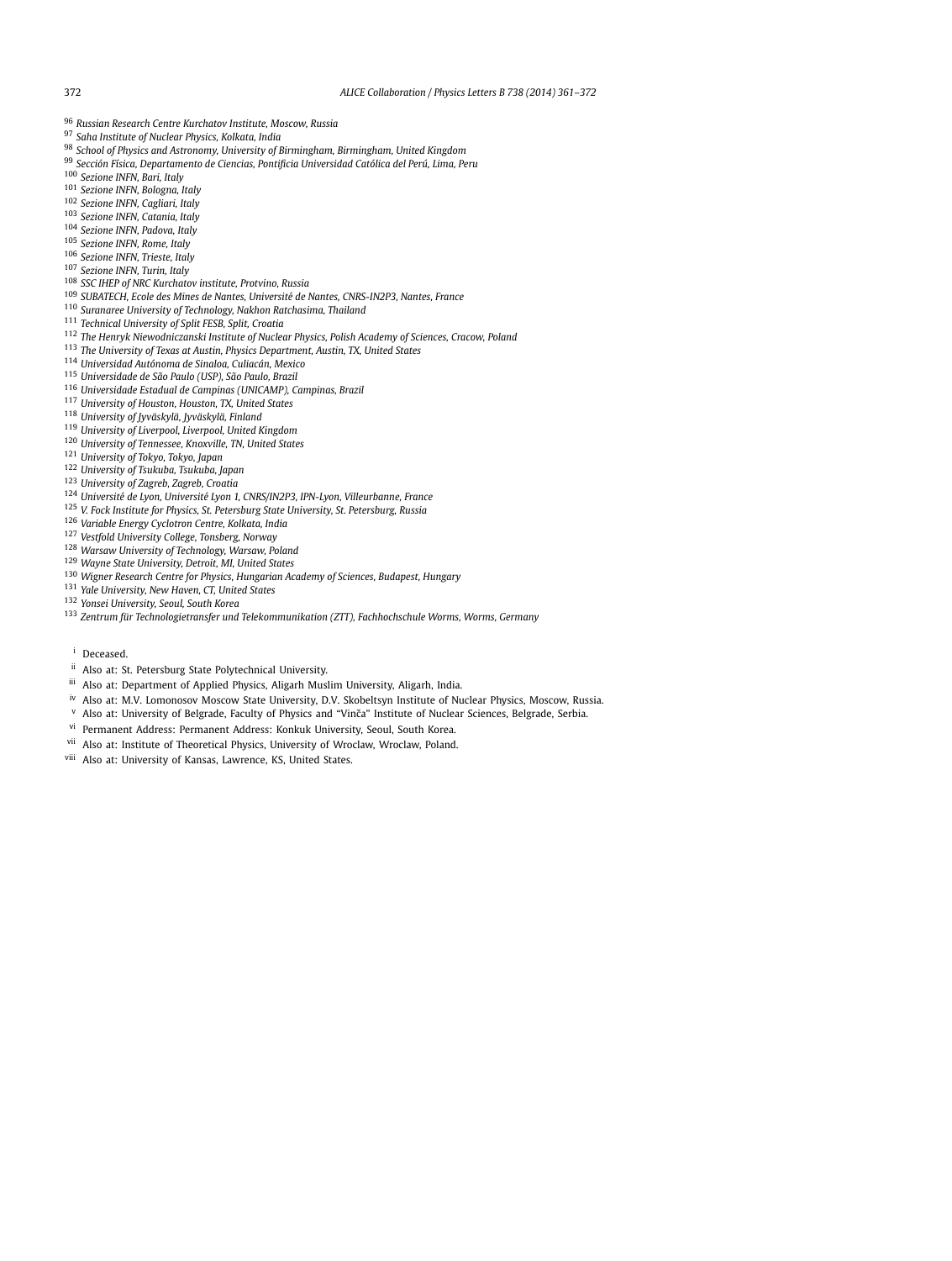[96] *Russian Research Centre Kurchatov Institute, Moscow, Russia*
[97] *Saha Institute of Nuclear Physics, Kolkata, India*
[98] *School of Physics and Astronomy, University of Birmingham, Birmingham, United Kingdom*
[99] *Sección Física, Departamento de Ciencias, Pontificia Universidad Católica del Perú, Lima, Peru*
[100] *Sezione INFN, Bari, Italy*
[101] *Sezione INFN, Bologna, Italy*
[102] *Sezione INFN, Cagliari, Italy*
[103] *Sezione INFN, Catania, Italy*
[104] *Sezione INFN, Padova, Italy*
[105] *Sezione INFN, Rome, Italy*
[106] *Sezione INFN, Trieste, Italy*
[107] *Sezione INFN, Turin, Italy*
[108] *SSC IHEP of NRC Kurchatov institute, Protvino, Russia*
[109] *SUBATECH, Ecole des Mines de Nantes, Université de Nantes, CNRS-IN2P3, Nantes, France*
[110] *Suranaree University of Technology, Nakhon Ratchasima, Thailand*
[111] *Technical University of Split FESB, Split, Croatia*
[112] *The Henryk Niewodniczanski Institute of Nuclear Physics, Polish Academy of Sciences, Cracow, Poland*
[113] *The University of Texas at Austin, Physics Department, Austin, TX, United States*
[114] *Universidad Autónoma de Sinaloa, Culiacán, Mexico*
[115] *Universidade de São Paulo (USP), São Paulo, Brazil*
[116] *Universidade Estadual de Campinas (UNICAMP), Campinas, Brazil*
[117] *University of Houston, Houston, TX, United States*
[118] *University of Jyväskylä, Jyväskylä, Finland*
[119] *University of Liverpool, Liverpool, United Kingdom*
[120] *University of Tennessee, Knoxville, TN, United States*
[121] *University of Tokyo, Tokyo, Japan*
[122] *University of Tsukuba, Tsukuba, Japan*
[123] *University of Zagreb, Zagreb, Croatia*
[124] *Université de Lyon, Université Lyon 1, CNRS/IN2P3, IPN-Lyon, Villeurbanne, France*
[125] *V. Fock Institute for Physics, St. Petersburg State University, St. Petersburg, Russia*
[126] *Variable Energy Cyclotron Centre, Kolkata, India*
[127] *Vestfold University College, Tonsberg, Norway*
[128] *Warsaw University of Technology, Warsaw, Poland*
[129] *Wayne State University, Detroit, MI, United States*
[130] *Wigner Research Centre for Physics, Hungarian Academy of Sciences, Budapest, Hungary*
[131] *Yale University, New Haven, CT, United States*
[132] *Yonsei University, Seoul, South Korea*
[133] *Zentrum für Technologietransfer und Telekommunikation (ZTT), Fachhochschule Worms, Worms, Germany*

[i] Deceased.
[ii] Also at: St. Petersburg State Polytechnical University.
[iii] Also at: Department of Applied Physics, Aligarh Muslim University, Aligarh, India.
[iv] Also at: M.V. Lomonosov Moscow State University, D.V. Skobeltsyn Institute of Nuclear Physics, Moscow, Russia.
[v] Also at: University of Belgrade, Faculty of Physics and "Vinča" Institute of Nuclear Sciences, Belgrade, Serbia.
[vi] Permanent Address: Permanent Address: Konkuk University, Seoul, South Korea.
[vii] Also at: Institute of Theoretical Physics, University of Wroclaw, Wroclaw, Poland.
[viii] Also at: University of Kansas, Lawrence, KS, United States.